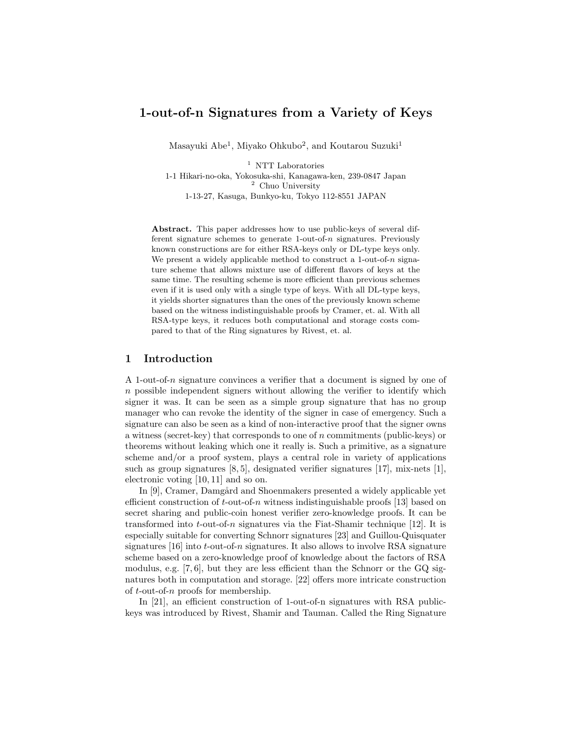# 1-out-of-n Signatures from a Variety of Keys

Masayuki Abe[1], Miyako Ohkubo[2], and Koutarou Suzuki[1]

[1] NTT Laboratories
1-1 Hikari-no-oka, Yokosuka-shi, Kanagawa-ken, 239-0847 Japan
[2] Chuo University
1-13-27, Kasuga, Bunkyo-ku, Tokyo 112-8551 JAPAN

**Abstract.** This paper addresses how to use public-keys of several different signature schemes to generate 1-out-of-$n$ signatures. Previously known constructions are for either RSA-keys only or DL-type keys only. We present a widely applicable method to construct a 1-out-of-$n$ signature scheme that allows mixture use of different flavors of keys at the same time. The resulting scheme is more efficient than previous schemes even if it is used only with a single type of keys. With all DL-type keys, it yields shorter signatures than the ones of the previously known scheme based on the witness indistinguishable proofs by Cramer, et. al. With all RSA-type keys, it reduces both computational and storage costs compared to that of the Ring signatures by Rivest, et. al.

## 1 Introduction

A 1-out-of-$n$ signature convinces a verifier that a document is signed by one of $n$ possible independent signers without allowing the verifier to identify which signer it was. It can be seen as a simple group signature that has no group manager who can revoke the identity of the signer in case of emergency. Such a signature can also be seen as a kind of non-interactive proof that the signer owns a witness (secret-key) that corresponds to one of $n$ commitments (public-keys) or theorems without leaking which one it really is. Such a primitive, as a signature scheme and/or a proof system, plays a central role in variety of applications such as group signatures [8, 5], designated verifier signatures [17], mix-nets [1], electronic voting [10, 11] and so on.

In [9], Cramer, Damgård and Shoenmakers presented a widely applicable yet efficient construction of $t$-out-of-$n$ witness indistinguishable proofs [13] based on secret sharing and public-coin honest verifier zero-knowledge proofs. It can be transformed into $t$-out-of-$n$ signatures via the Fiat-Shamir technique [12]. It is especially suitable for converting Schnorr signatures [23] and Guillou-Quisquater signatures [16] into $t$-out-of-$n$ signatures. It also allows to involve RSA signature scheme based on a zero-knowledge proof of knowledge about the factors of RSA modulus, e.g. [7, 6], but they are less efficient than the Schnorr or the GQ signatures both in computation and storage. [22] offers more intricate construction of $t$-out-of-$n$ proofs for membership.

In [21], an efficient construction of 1-out-of-n signatures with RSA public-keys was introduced by Rivest, Shamir and Tauman. Called the Ring Signature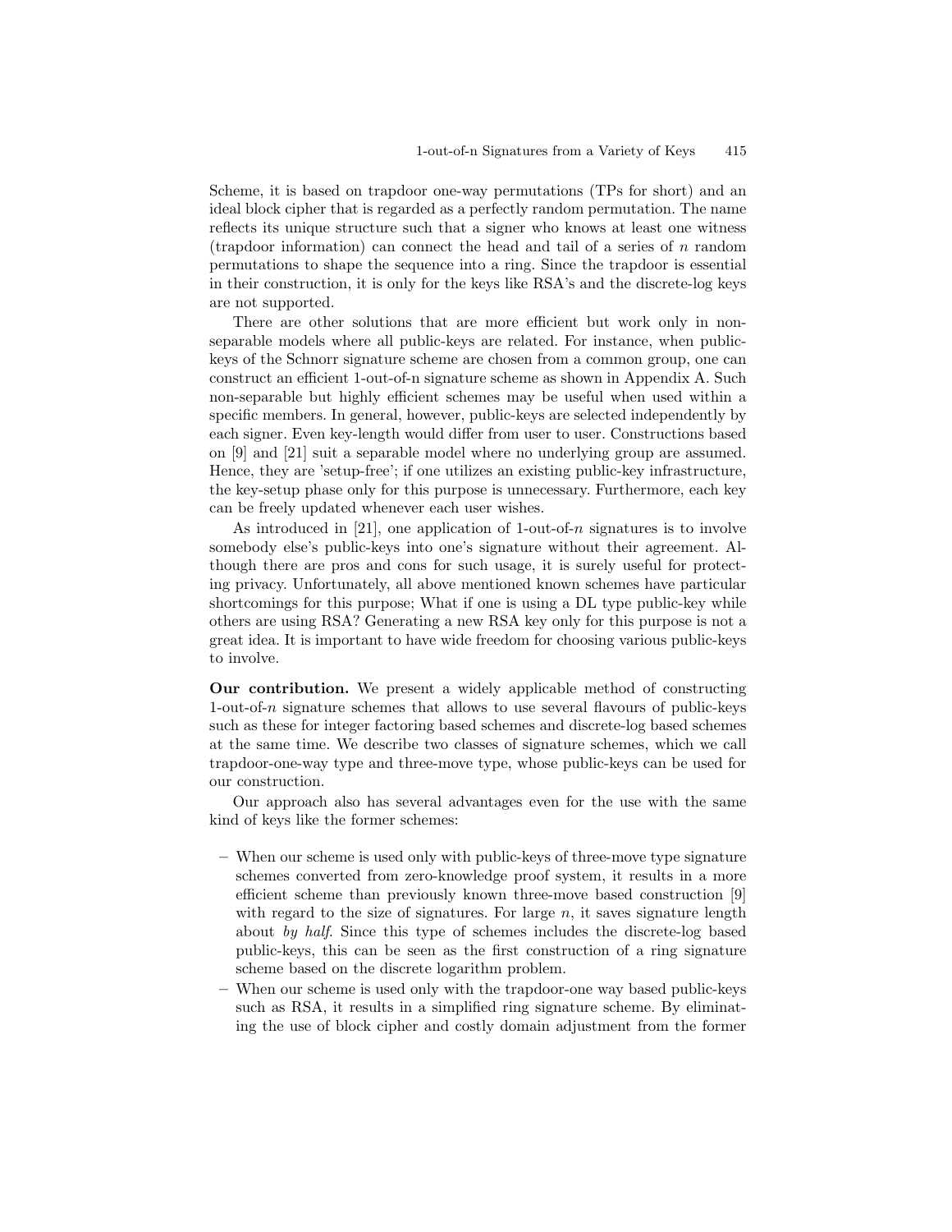Scheme, it is based on trapdoor one-way permutations (TPs for short) and an ideal block cipher that is regarded as a perfectly random permutation. The name reflects its unique structure such that a signer who knows at least one witness (trapdoor information) can connect the head and tail of a series of $n$ random permutations to shape the sequence into a ring. Since the trapdoor is essential in their construction, it is only for the keys like RSA's and the discrete-log keys are not supported.

There are other solutions that are more efficient but work only in non-separable models where all public-keys are related. For instance, when public-keys of the Schnorr signature scheme are chosen from a common group, one can construct an efficient 1-out-of-n signature scheme as shown in Appendix A. Such non-separable but highly efficient schemes may be useful when used within a specific members. In general, however, public-keys are selected independently by each signer. Even key-length would differ from user to user. Constructions based on [9] and [21] suit a separable model where no underlying group are assumed. Hence, they are 'setup-free'; if one utilizes an existing public-key infrastructure, the key-setup phase only for this purpose is unnecessary. Furthermore, each key can be freely updated whenever each user wishes.

As introduced in [21], one application of 1-out-of-$n$ signatures is to involve somebody else's public-keys into one's signature without their agreement. Although there are pros and cons for such usage, it is surely useful for protecting privacy. Unfortunately, all above mentioned known schemes have particular shortcomings for this purpose; What if one is using a DL type public-key while others are using RSA? Generating a new RSA key only for this purpose is not a great idea. It is important to have wide freedom for choosing various public-keys to involve.

**Our contribution.** We present a widely applicable method of constructing 1-out-of-$n$ signature schemes that allows to use several flavours of public-keys such as these for integer factoring based schemes and discrete-log based schemes at the same time. We describe two classes of signature schemes, which we call trapdoor-one-way type and three-move type, whose public-keys can be used for our construction.

Our approach also has several advantages even for the use with the same kind of keys like the former schemes:

- When our scheme is used only with public-keys of three-move type signature schemes converted from zero-knowledge proof system, it results in a more efficient scheme than previously known three-move based construction [9] with regard to the size of signatures. For large $n$, it saves signature length about *by half*. Since this type of schemes includes the discrete-log based public-keys, this can be seen as the first construction of a ring signature scheme based on the discrete logarithm problem.
- When our scheme is used only with the trapdoor-one way based public-keys such as RSA, it results in a simplified ring signature scheme. By eliminating the use of block cipher and costly domain adjustment from the former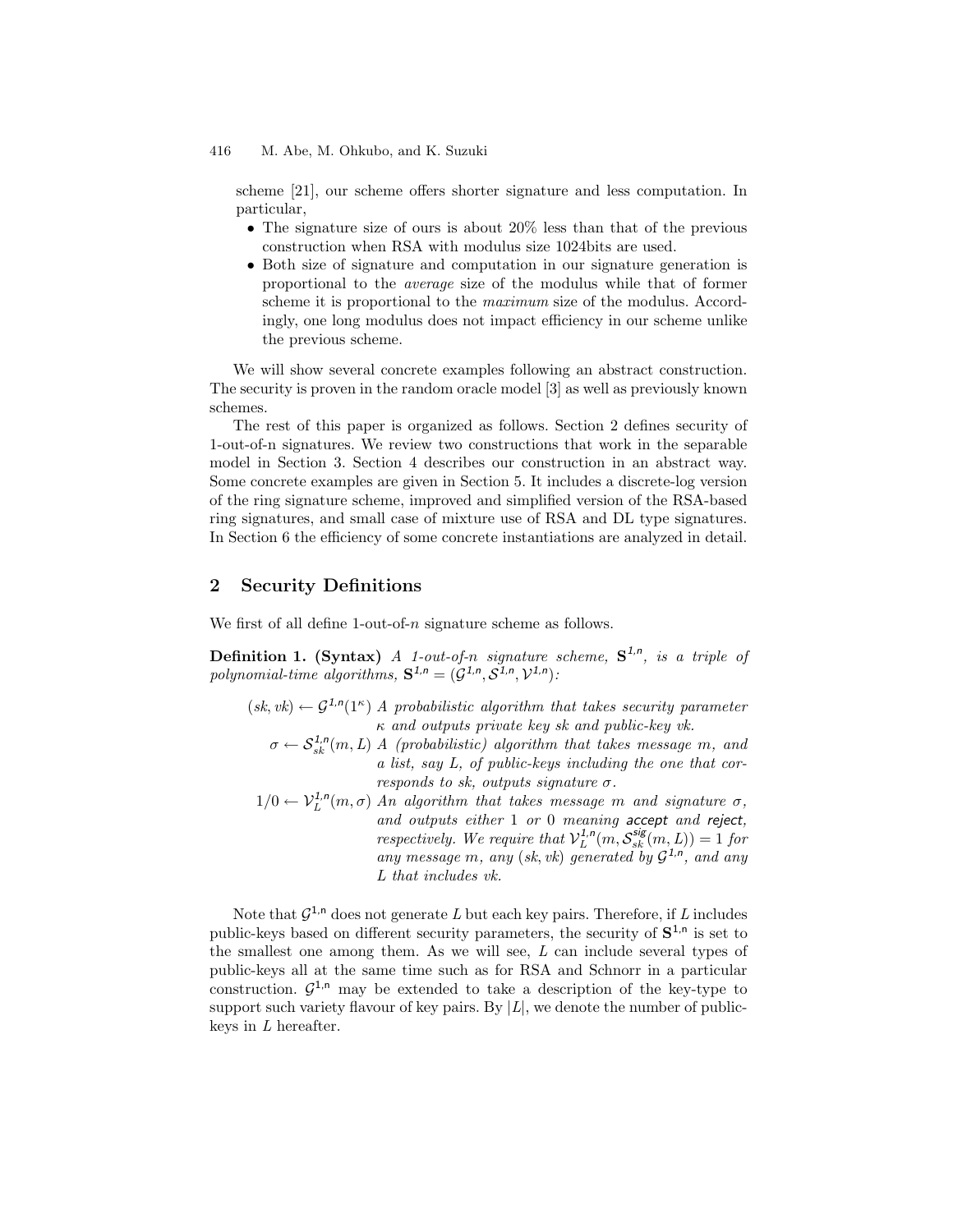scheme [21], our scheme offers shorter signature and less computation. In particular,

- The signature size of ours is about 20% less than that of the previous construction when RSA with modulus size 1024bits are used.
- Both size of signature and computation in our signature generation is proportional to the *average* size of the modulus while that of former scheme it is proportional to the *maximum* size of the modulus. Accordingly, one long modulus does not impact efficiency in our scheme unlike the previous scheme.

We will show several concrete examples following an abstract construction. The security is proven in the random oracle model [3] as well as previously known schemes.

The rest of this paper is organized as follows. Section 2 defines security of 1-out-of-n signatures. We review two constructions that work in the separable model in Section 3. Section 4 describes our construction in an abstract way. Some concrete examples are given in Section 5. It includes a discrete-log version of the ring signature scheme, improved and simplified version of the RSA-based ring signatures, and small case of mixture use of RSA and DL type signatures. In Section 6 the efficiency of some concrete instantiations are analyzed in detail.

## 2 Security Definitions

We first of all define 1-out-of-$n$ signature scheme as follows.

**Definition 1. (Syntax)** *A 1-out-of-n signature scheme, $\mathbf{S}^{1,n}$, is a triple of polynomial-time algorithms, $\mathbf{S}^{1,n} = (\mathcal{G}^{1,n}, \mathcal{S}^{1,n}, \mathcal{V}^{1,n})$:*

$(sk, vk) \leftarrow \mathcal{G}^{1,n}(1^\kappa)$ *A probabilistic algorithm that takes security parameter $\kappa$ and outputs private key sk and public-key vk.*

$\sigma \leftarrow \mathcal{S}^{1,n}_{sk}(m, L)$ *A (probabilistic) algorithm that takes message $m$, and a list, say $L$, of public-keys including the one that corresponds to sk, outputs signature $\sigma$.*

$1/0 \leftarrow \mathcal{V}^{1,n}_{L}(m, \sigma)$ *An algorithm that takes message $m$ and signature $\sigma$, and outputs either 1 or 0 meaning* accept *and* reject*, respectively. We require that $\mathcal{V}^{1,n}_{L}(m, \mathcal{S}^{sig}_{sk}(m, L)) = 1$ for any message $m$, any $(sk, vk)$ generated by $\mathcal{G}^{1,n}$, and any $L$ that includes vk.*

Note that $\mathcal{G}^{1,n}$ does not generate $L$ but each key pairs. Therefore, if $L$ includes public-keys based on different security parameters, the security of $\mathbf{S}^{1,n}$ is set to the smallest one among them. As we will see, $L$ can include several types of public-keys all at the same time such as for RSA and Schnorr in a particular construction. $\mathcal{G}^{1,n}$ may be extended to take a description of the key-type to support such variety flavour of key pairs. By $|L|$, we denote the number of public-keys in $L$ hereafter.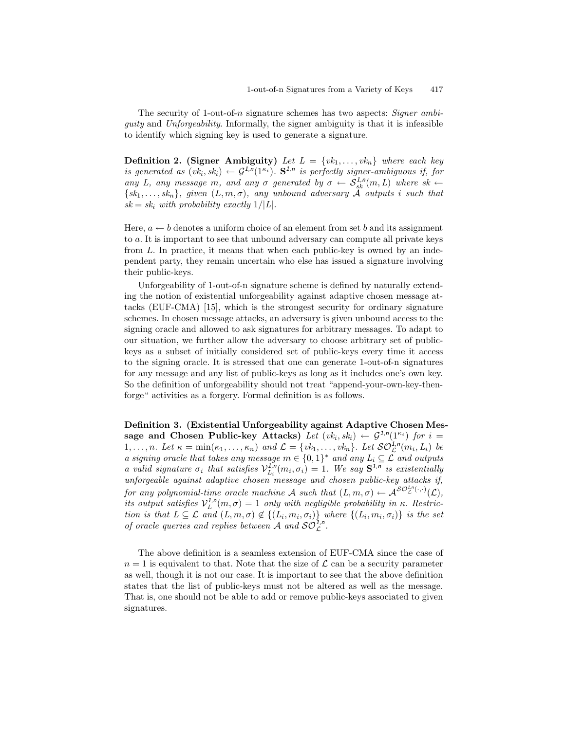The security of 1-out-of-$n$ signature schemes has two aspects: *Signer ambiguity* and *Unforgeability*. Informally, the signer ambiguity is that it is infeasible to identify which signing key is used to generate a signature.

**Definition 2. (Signer Ambiguity)** *Let $L = \{vk_1, \ldots, vk_n\}$ where each key is generated as $(vk_i, sk_i) \leftarrow \mathcal{G}^{1,n}(1^{\kappa_i})$. $\mathbf{S}^{1,n}$ is perfectly signer-ambiguous if, for any $L$, any message $m$, and any $\sigma$ generated by $\sigma \leftarrow \mathcal{S}^{1,n}_{sk}(m, L)$ where $sk \leftarrow \{sk_1, \ldots, sk_n\}$, given $(L, m, \sigma)$, any unbound adversary $\mathcal{A}$ outputs $i$ such that $sk = sk_i$ with probability exactly $1/|L|$.*

Here, $a \leftarrow b$ denotes a uniform choice of an element from set $b$ and its assignment to $a$. It is important to see that unbound adversary can compute all private keys from $L$. In practice, it means that when each public-key is owned by an independent party, they remain uncertain who else has issued a signature involving their public-keys.

Unforgeability of 1-out-of-n signature scheme is defined by naturally extending the notion of existential unforgeability against adaptive chosen message attacks (EUF-CMA) [15], which is the strongest security for ordinary signature schemes. In chosen message attacks, an adversary is given unbound access to the signing oracle and allowed to ask signatures for arbitrary messages. To adapt to our situation, we further allow the adversary to choose arbitrary set of public-keys as a subset of initially considered set of public-keys every time it access to the signing oracle. It is stressed that one can generate 1-out-of-n signatures for any message and any list of public-keys as long as it includes one's own key. So the definition of unforgeability should not treat "append-your-own-key-then-forge" activities as a forgery. Formal definition is as follows.

**Definition 3. (Existential Unforgeability against Adaptive Chosen Message and Chosen Public-key Attacks)** *Let $(vk_i, sk_i) \leftarrow \mathcal{G}^{1,n}(1^{\kappa_i})$ for $i = 1, \ldots, n$. Let $\kappa = \min(\kappa_1, \ldots, \kappa_n)$ and $\mathcal{L} = \{vk_1, \ldots, vk_n\}$. Let $\mathcal{SO}^{1,n}_{\mathcal{L}}(m_i, L_i)$ be a signing oracle that takes any message $m \in \{0,1\}^*$ and any $L_i \subseteq \mathcal{L}$ and outputs a valid signature $\sigma_i$ that satisfies $\mathcal{V}^{1,n}_{L_i}(m_i, \sigma_i) = 1$. We say $\mathbf{S}^{1,n}$ is existentially unforgeable against adaptive chosen message and chosen public-key attacks if, for any polynomial-time oracle machine $\mathcal{A}$ such that $(L, m, \sigma) \leftarrow \mathcal{A}^{\mathcal{SO}^{1,n}_{\mathcal{L}}(\cdot,\cdot)}(\mathcal{L})$, its output satisfies $\mathcal{V}^{1,n}_{L}(m, \sigma) = 1$ only with negligible probability in $\kappa$. Restriction is that $L \subseteq \mathcal{L}$ and $(L, m, \sigma) \notin \{(L_i, m_i, \sigma_i)\}$ where $\{(L_i, m_i, \sigma_i)\}$ is the set of oracle queries and replies between $\mathcal{A}$ and $\mathcal{SO}^{1,n}_{\mathcal{L}}$.*

The above definition is a seamless extension of EUF-CMA since the case of $n = 1$ is equivalent to that. Note that the size of $\mathcal{L}$ can be a security parameter as well, though it is not our case. It is important to see that the above definition states that the list of public-keys must not be altered as well as the message. That is, one should not be able to add or remove public-keys associated to given signatures.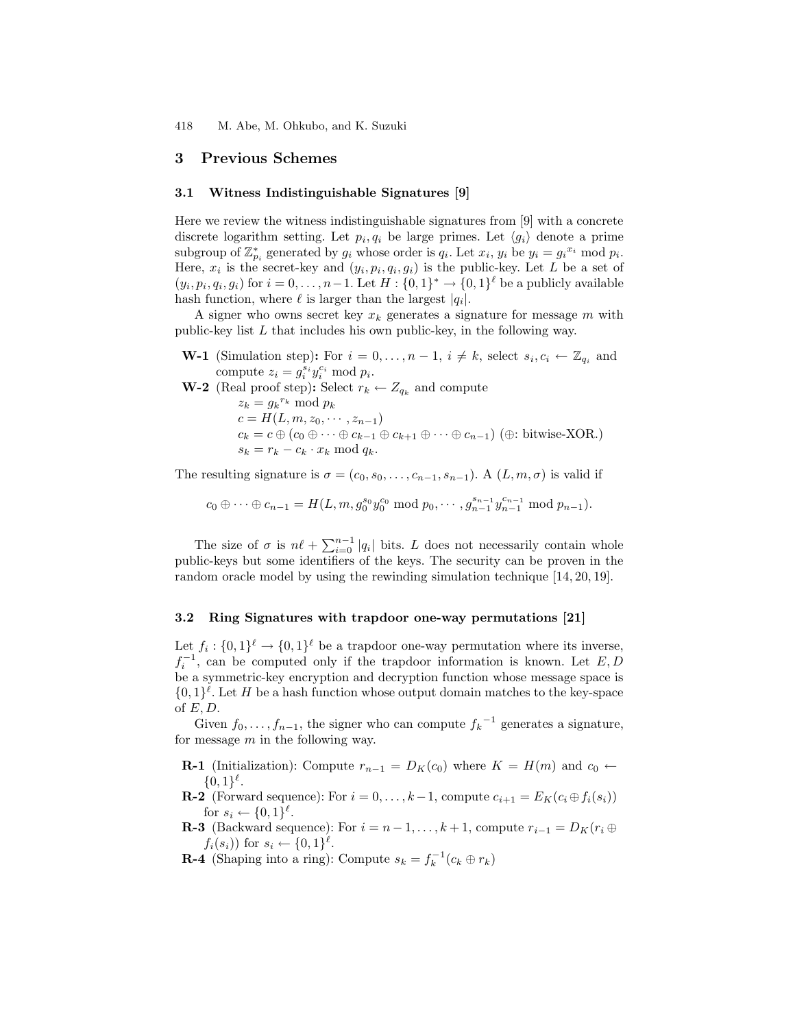## 3 Previous Schemes

### 3.1 Witness Indistinguishable Signatures [9]

Here we review the witness indistinguishable signatures from [9] with a concrete discrete logarithm setting. Let $p_i, q_i$ be large primes. Let $\langle g_i \rangle$ denote a prime subgroup of $\mathbb{Z}_{p_i}^*$ generated by $g_i$ whose order is $q_i$. Let $x_i$, $y_i$ be $y_i = {g_i}^{x_i} \bmod p_i$. Here, $x_i$ is the secret-key and $(y_i, p_i, q_i, g_i)$ is the public-key. Let $L$ be a set of $(y_i, p_i, q_i, g_i)$ for $i = 0, \ldots, n-1$. Let $H : \{0,1\}^* \to \{0,1\}^\ell$ be a publicly available hash function, where $\ell$ is larger than the largest $|q_i|$.

A signer who owns secret key $x_k$ generates a signature for message $m$ with public-key list $L$ that includes his own public-key, in the following way.

- **W-1** (Simulation step)**:** For $i = 0, \ldots, n-1$, $i \neq k$, select $s_i, c_i \leftarrow \mathbb{Z}_{q_i}$ and compute $z_i = g_i^{s_i} y_i^{c_i} \bmod p_i$.
- **W-2** (Real proof step)**:** Select $r_k \leftarrow Z_{q_k}$ and compute
  $z_k = {g_k}^{r_k} \bmod p_k$
  $c = H(L, m, z_0, \cdots, z_{n-1})$
  $c_k = c \oplus (c_0 \oplus \cdots \oplus c_{k-1} \oplus c_{k+1} \oplus \cdots \oplus c_{n-1})$ ($\oplus$: bitwise-XOR.)
  $s_k = r_k - c_k \cdot x_k \bmod q_k$.

The resulting signature is $\sigma = (c_0, s_0, \ldots, c_{n-1}, s_{n-1})$. A $(L, m, \sigma)$ is valid if

$$c_0 \oplus \cdots \oplus c_{n-1} = H(L, m, g_0^{s_0} y_0^{c_0} \bmod p_0, \cdots, g_{n-1}^{s_{n-1}} y_{n-1}^{c_{n-1}} \bmod p_{n-1}).$$

The size of $\sigma$ is $n\ell + \sum_{i=0}^{n-1} |q_i|$ bits. $L$ does not necessarily contain whole public-keys but some identifiers of the keys. The security can be proven in the random oracle model by using the rewinding simulation technique [14, 20, 19].

### 3.2 Ring Signatures with trapdoor one-way permutations [21]

Let $f_i : \{0,1\}^\ell \to \{0,1\}^\ell$ be a trapdoor one-way permutation where its inverse, $f_i^{-1}$, can be computed only if the trapdoor information is known. Let $E, D$ be a symmetric-key encryption and decryption function whose message space is $\{0,1\}^\ell$. Let $H$ be a hash function whose output domain matches to the key-space of $E, D$.

Given $f_0, \ldots, f_{n-1}$, the signer who can compute ${f_k}^{-1}$ generates a signature, for message $m$ in the following way.

- **R-1** (Initialization): Compute $r_{n-1} = D_K(c_0)$ where $K = H(m)$ and $c_0 \leftarrow \{0,1\}^\ell$.
- **R-2** (Forward sequence): For $i = 0, \ldots, k-1$, compute $c_{i+1} = E_K(c_i \oplus f_i(s_i))$ for $s_i \leftarrow \{0,1\}^\ell$.
- **R-3** (Backward sequence): For $i = n-1, \ldots, k+1$, compute $r_{i-1} = D_K(r_i \oplus f_i(s_i))$ for $s_i \leftarrow \{0,1\}^\ell$.
- **R-4** (Shaping into a ring): Compute $s_k = f_k^{-1}(c_k \oplus r_k)$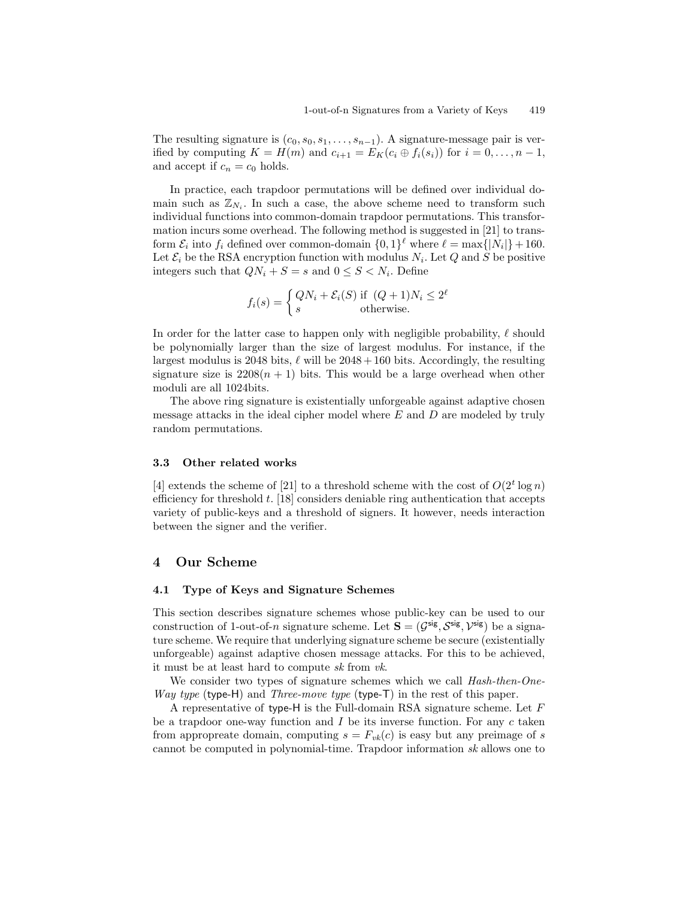The resulting signature is $(c_0, s_0, s_1, \ldots, s_{n-1})$. A signature-message pair is verified by computing $K = H(m)$ and $c_{i+1} = E_K(c_i \oplus f_i(s_i))$ for $i = 0, \ldots, n-1$, and accept if $c_n = c_0$ holds.

In practice, each trapdoor permutations will be defined over individual domain such as $\mathbb{Z}_{N_i}$. In such a case, the above scheme need to transform such individual functions into common-domain trapdoor permutations. This transformation incurs some overhead. The following method is suggested in [21] to transform $\mathcal{E}_i$ into $f_i$ defined over common-domain $\{0,1\}^\ell$ where $\ell = \max\{|N_i|\} + 160$. Let $\mathcal{E}_i$ be the RSA encryption function with modulus $N_i$. Let $Q$ and $S$ be positive integers such that $QN_i + S = s$ and $0 \leq S < N_i$. Define

$$f_i(s) = \begin{cases} QN_i + \mathcal{E}_i(S) & \text{if } (Q+1)N_i \leq 2^\ell \\ s & \text{otherwise.} \end{cases}$$

In order for the latter case to happen only with negligible probability, $\ell$ should be polynomially larger than the size of largest modulus. For instance, if the largest modulus is 2048 bits, $\ell$ will be $2048 + 160$ bits. Accordingly, the resulting signature size is $2208(n+1)$ bits. This would be a large overhead when other moduli are all 1024bits.

The above ring signature is existentially unforgeable against adaptive chosen message attacks in the ideal cipher model where $E$ and $D$ are modeled by truly random permutations.

### 3.3 Other related works

[4] extends the scheme of [21] to a threshold scheme with the cost of $O(2^t \log n)$ efficiency for threshold $t$. [18] considers deniable ring authentication that accepts variety of public-keys and a threshold of signers. It however, needs interaction between the signer and the verifier.

## 4 Our Scheme

### 4.1 Type of Keys and Signature Schemes

This section describes signature schemes whose public-key can be used to our construction of 1-out-of-$n$ signature scheme. Let $\mathbf{S} = (\mathcal{G}^{\mathsf{sig}}, \mathcal{S}^{\mathsf{sig}}, \mathcal{V}^{\mathsf{sig}})$ be a signature scheme. We require that underlying signature scheme be secure (existentially unforgeable) against adaptive chosen message attacks. For this to be achieved, it must be at least hard to compute *sk* from *vk*.

We consider two types of signature schemes which we call *Hash-then-One-Way type* (type-H) and *Three-move type* (type-T) in the rest of this paper.

A representative of type-H is the Full-domain RSA signature scheme. Let $F$ be a trapdoor one-way function and $I$ be its inverse function. For any $c$ taken from appropreate domain, computing $s = F_{vk}(c)$ is easy but any preimage of $s$ cannot be computed in polynomial-time. Trapdoor information *sk* allows one to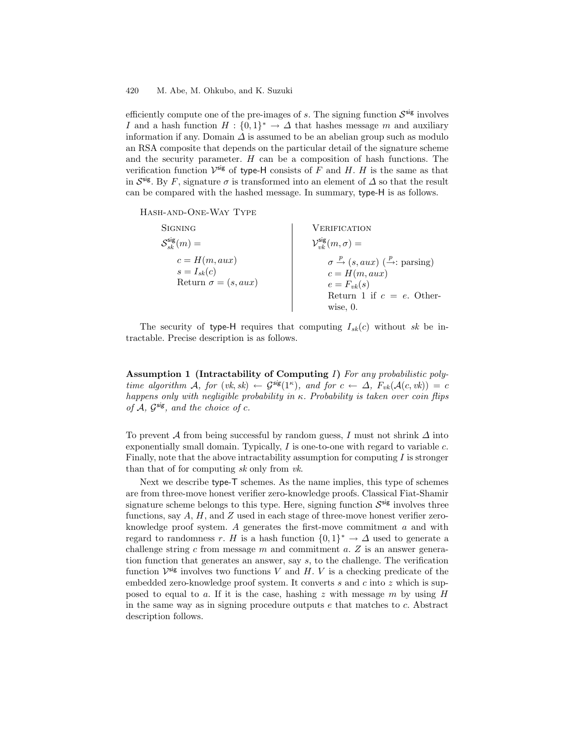efficiently compute one of the pre-images of $s$. The signing function $\mathcal{S}^{\mathsf{sig}}$ involves $I$ and a hash function $H : \{0,1\}^* \rightarrow \Delta$ that hashes message $m$ and auxiliary information if any. Domain $\Delta$ is assumed to be an abelian group such as modulo an RSA composite that depends on the particular detail of the signature scheme and the security parameter. $H$ can be a composition of hash functions. The verification function $\mathcal{V}^{\mathsf{sig}}$ of type-H consists of $F$ and $H$. $H$ is the same as that in $\mathcal{S}^{\mathsf{sig}}$. By $F$, signature $\sigma$ is transformed into an element of $\Delta$ so that the result can be compared with the hashed message. In summary, type-H is as follows.

Hash-and-One-Way Type

| Signing | Verification |
|---|---|
| $\mathcal{S}^{\mathsf{sig}}_{sk}(m) =$ | $\mathcal{V}^{\mathsf{sig}}_{vk}(m, \sigma) =$ |
| $c = H(m, aux)$ | $\sigma \overset{p}{\rightarrow} (s, aux)$ ($\overset{p}{\rightarrow}$: parsing) |
| $s = I_{sk}(c)$ | $c = H(m, aux)$ |
| Return $\sigma = (s, aux)$ | $e = F_{vk}(s)$ |
| | Return 1 if $c = e$. Otherwise, 0. |

The security of type-H requires that computing $I_{sk}(c)$ without $sk$ be intractable. Precise description is as follows.

**Assumption 1 (Intractability of Computing $I$)** *For any probabilistic poly-time algorithm $\mathcal{A}$, for $(vk, sk) \leftarrow \mathcal{G}^{\mathsf{sig}}(1^\kappa)$, and for $c \leftarrow \Delta$, $F_{vk}(\mathcal{A}(c, vk)) = c$ happens only with negligible probability in $\kappa$. Probability is taken over coin flips of $\mathcal{A}$, $\mathcal{G}^{\mathsf{sig}}$, and the choice of $c$.*

To prevent $\mathcal{A}$ from being successful by random guess, $I$ must not shrink $\Delta$ into exponentially small domain. Typically, $I$ is one-to-one with regard to variable $c$. Finally, note that the above intractability assumption for computing $I$ is stronger than that of for computing $sk$ only from $vk$.

Next we describe type-T schemes. As the name implies, this type of schemes are from three-move honest verifier zero-knowledge proofs. Classical Fiat-Shamir signature scheme belongs to this type. Here, signing function $\mathcal{S}^{\mathsf{sig}}$ involves three functions, say $A$, $H$, and $Z$ used in each stage of three-move honest verifier zero-knowledge proof system. $A$ generates the first-move commitment $a$ and with regard to randomness $r$. $H$ is a hash function $\{0,1\}^* \rightarrow \Delta$ used to generate a challenge string $c$ from message $m$ and commitment $a$. $Z$ is an answer generation function that generates an answer, say $s$, to the challenge. The verification function $\mathcal{V}^{\mathsf{sig}}$ involves two functions $V$ and $H$. $V$ is a checking predicate of the embedded zero-knowledge proof system. It converts $s$ and $c$ into $z$ which is supposed to equal to $a$. If it is the case, hashing $z$ with message $m$ by using $H$ in the same way as in signing procedure outputs $e$ that matches to $c$. Abstract description follows.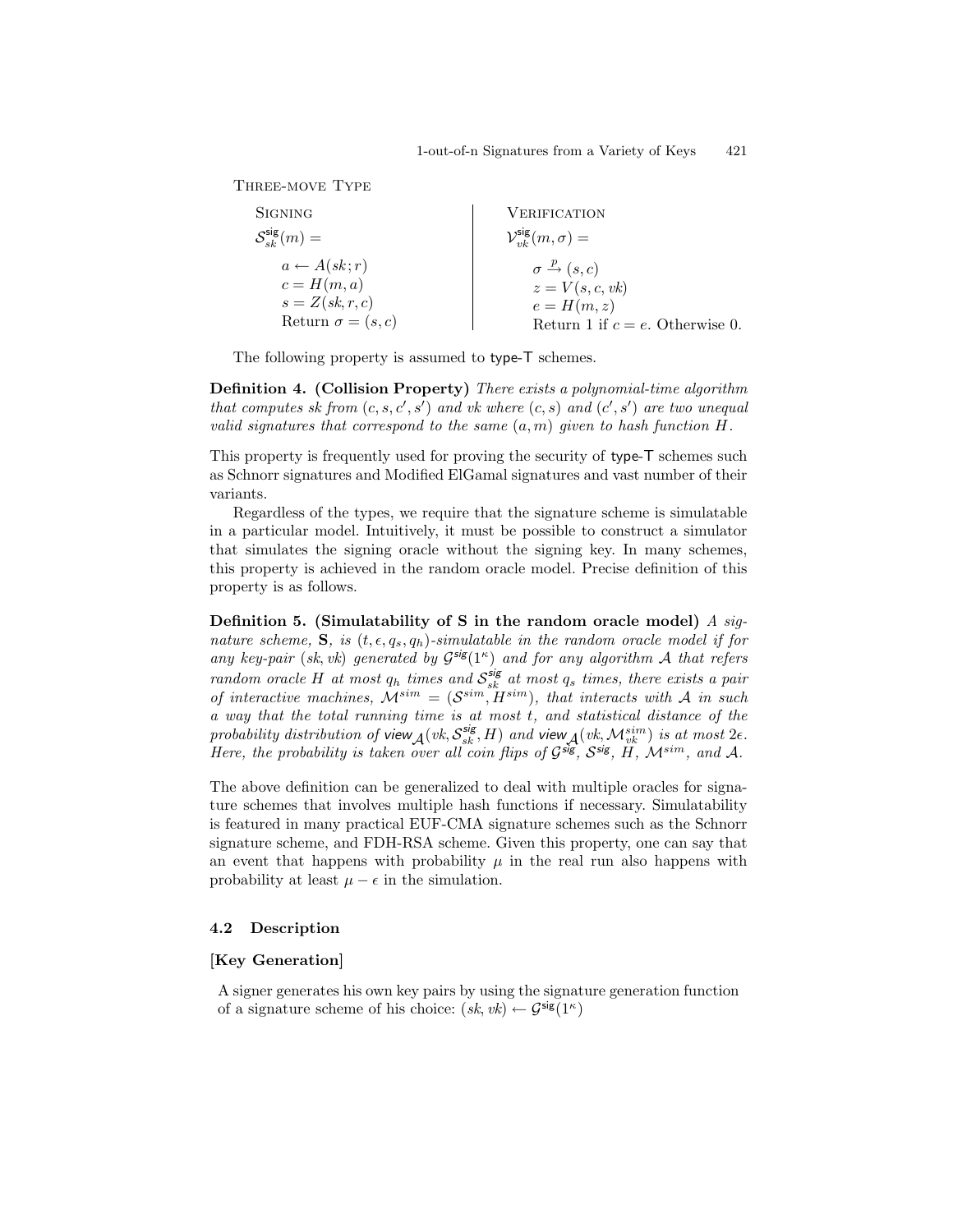Three-move Type

| Signing | Verification |
|---|---|
| $\mathcal{S}^{\mathsf{sig}}_{sk}(m) =$ | $\mathcal{V}^{\mathsf{sig}}_{vk}(m, \sigma) =$ |
| $a \leftarrow A(sk; r)$ | $\sigma \xrightarrow{p} (s, c)$ |
| $c = H(m, a)$ | $z = V(s, c, vk)$ |
| $s = Z(sk, r, c)$ | $e = H(m, z)$ |
| Return $\sigma = (s, c)$ | Return 1 if $c = e$. Otherwise 0. |

The following property is assumed to type-T schemes.

**Definition 4. (Collision Property)** *There exists a polynomial-time algorithm that computes sk from $(c, s, c', s')$ and vk where $(c, s)$ and $(c', s')$ are two unequal valid signatures that correspond to the same $(a, m)$ given to hash function $H$.*

This property is frequently used for proving the security of type-T schemes such as Schnorr signatures and Modified ElGamal signatures and vast number of their variants.

Regardless of the types, we require that the signature scheme is simulatable in a particular model. Intuitively, it must be possible to construct a simulator that simulates the signing oracle without the signing key. In many schemes, this property is achieved in the random oracle model. Precise definition of this property is as follows.

**Definition 5. (Simulatability of S in the random oracle model)** *A signature scheme, **S**, is $(t, \epsilon, q_s, q_h)$-simulatable in the random oracle model if for any key-pair $(sk, vk)$ generated by $\mathcal{G}^{\mathsf{sig}}(1^\kappa)$ and for any algorithm $\mathcal{A}$ that refers random oracle $H$ at most $q_h$ times and $\mathcal{S}^{\mathsf{sig}}_{sk}$ at most $q_s$ times, there exists a pair of interactive machines, $\mathcal{M}^{sim} = (\mathcal{S}^{sim}, H^{sim})$, that interacts with $\mathcal{A}$ in such a way that the total running time is at most $t$, and statistical distance of the probability distribution of $\mathsf{view}_{\mathcal{A}}(vk, \mathcal{S}^{\mathsf{sig}}_{sk}, H)$ and $\mathsf{view}_{\mathcal{A}}(vk, \mathcal{M}^{sim}_{vk})$ is at most $2\epsilon$. Here, the probability is taken over all coin flips of $\mathcal{G}^{\mathsf{sig}}$, $\mathcal{S}^{\mathsf{sig}}$, $H$, $\mathcal{M}^{sim}$, and $\mathcal{A}$.*

The above definition can be generalized to deal with multiple oracles for signature schemes that involves multiple hash functions if necessary. Simulatability is featured in many practical EUF-CMA signature schemes such as the Schnorr signature scheme, and FDH-RSA scheme. Given this property, one can say that an event that happens with probability $\mu$ in the real run also happens with probability at least $\mu - \epsilon$ in the simulation.

### 4.2 Description

**[Key Generation]**

A signer generates his own key pairs by using the signature generation function of a signature scheme of his choice: $(sk, vk) \leftarrow \mathcal{G}^{\mathsf{sig}}(1^\kappa)$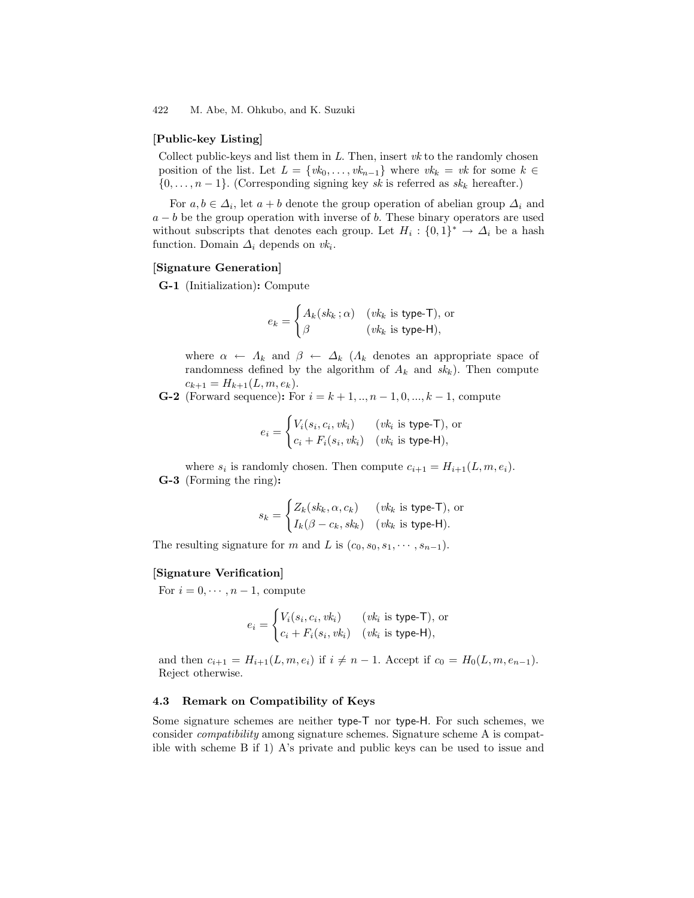**[Public-key Listing]**

Collect public-keys and list them in $L$. Then, insert $vk$ to the randomly chosen position of the list. Let $L = \{vk_0, \ldots, vk_{n-1}\}$ where $vk_k = vk$ for some $k \in \{0, \ldots, n-1\}$. (Corresponding signing key $sk$ is referred as $sk_k$ hereafter.)

For $a, b \in \Delta_i$, let $a + b$ denote the group operation of abelian group $\Delta_i$ and $a - b$ be the group operation with inverse of $b$. These binary operators are used without subscripts that denotes each group. Let $H_i : \{0,1\}^* \to \Delta_i$ be a hash function. Domain $\Delta_i$ depends on $vk_i$.

**[Signature Generation]**

**G-1** (Initialization)**:** Compute

$$e_k = \begin{cases} A_k(sk_k\,;\alpha) & (vk_k \text{ is type-T}), \text{ or} \\ \beta & (vk_k \text{ is type-H}), \end{cases}$$

where $\alpha \leftarrow \Lambda_k$ and $\beta \leftarrow \Delta_k$ ($\Lambda_k$ denotes an appropriate space of randomness defined by the algorithm of $A_k$ and $sk_k$). Then compute $c_{k+1} = H_{k+1}(L, m, e_k)$.

**G-2** (Forward sequence)**:** For $i = k+1, .., n-1, 0, ..., k-1$, compute

$$e_i = \begin{cases} V_i(s_i, c_i, vk_i) & (vk_i \text{ is type-T}), \text{ or} \\ c_i + F_i(s_i, vk_i) & (vk_i \text{ is type-H}), \end{cases}$$

where $s_i$ is randomly chosen. Then compute $c_{i+1} = H_{i+1}(L, m, e_i)$.

**G-3** (Forming the ring)**:**

$$s_k = \begin{cases} Z_k(sk_k, \alpha, c_k) & (vk_k \text{ is type-T}), \text{ or} \\ I_k(\beta - c_k, sk_k) & (vk_k \text{ is type-H}). \end{cases}$$

The resulting signature for $m$ and $L$ is $(c_0, s_0, s_1, \cdots, s_{n-1})$.

**[Signature Verification]**

For $i = 0, \cdots, n-1$, compute

$$e_i = \begin{cases} V_i(s_i, c_i, vk_i) & (vk_i \text{ is type-T}), \text{ or} \\ c_i + F_i(s_i, vk_i) & (vk_i \text{ is type-H}), \end{cases}$$

and then $c_{i+1} = H_{i+1}(L, m, e_i)$ if $i \neq n-1$. Accept if $c_0 = H_0(L, m, e_{n-1})$. Reject otherwise.

### 4.3 Remark on Compatibility of Keys

Some signature schemes are neither type-T nor type-H. For such schemes, we consider *compatibility* among signature schemes. Signature scheme A is compatible with scheme B if 1) A's private and public keys can be used to issue and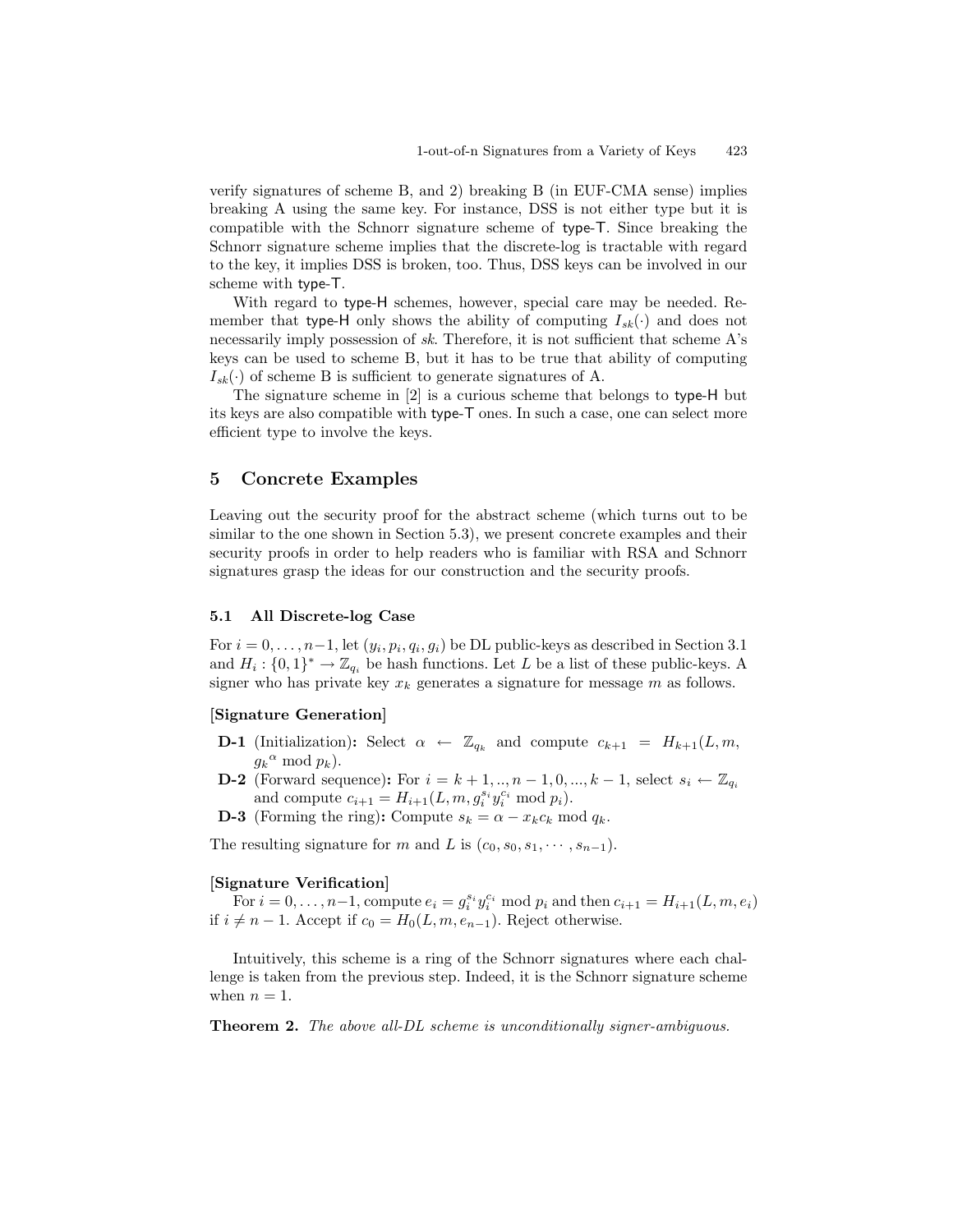verify signatures of scheme B, and 2) breaking B (in EUF-CMA sense) implies breaking A using the same key. For instance, DSS is not either type but it is compatible with the Schnorr signature scheme of type-T. Since breaking the Schnorr signature scheme implies that the discrete-log is tractable with regard to the key, it implies DSS is broken, too. Thus, DSS keys can be involved in our scheme with type-T.

With regard to type-H schemes, however, special care may be needed. Remember that type-H only shows the ability of computing $I_{sk}(\cdot)$ and does not necessarily imply possession of $sk$. Therefore, it is not sufficient that scheme A's keys can be used to scheme B, but it has to be true that ability of computing $I_{sk}(\cdot)$ of scheme B is sufficient to generate signatures of A.

The signature scheme in [2] is a curious scheme that belongs to type-H but its keys are also compatible with type-T ones. In such a case, one can select more efficient type to involve the keys.

## 5 Concrete Examples

Leaving out the security proof for the abstract scheme (which turns out to be similar to the one shown in Section 5.3), we present concrete examples and their security proofs in order to help readers who is familiar with RSA and Schnorr signatures grasp the ideas for our construction and the security proofs.

### 5.1 All Discrete-log Case

For $i = 0, \ldots, n-1$, let $(y_i, p_i, q_i, g_i)$ be DL public-keys as described in Section 3.1 and $H_i : \{0,1\}^* \to \mathbb{Z}_{q_i}$ be hash functions. Let $L$ be a list of these public-keys. A signer who has private key $x_k$ generates a signature for message $m$ as follows.

**[Signature Generation]**

- **D-1** (Initialization)**:** Select $\alpha \leftarrow \mathbb{Z}_{q_k}$ and compute $c_{k+1} = H_{k+1}(L, m, {g_k}^{\alpha} \bmod p_k)$.
- **D-2** (Forward sequence)**:** For $i = k+1, .., n-1, 0, ..., k-1$, select $s_i \leftarrow \mathbb{Z}_{q_i}$ and compute $c_{i+1} = H_{i+1}(L, m, g_i^{s_i} y_i^{c_i} \bmod p_i)$.
- **D-3** (Forming the ring)**:** Compute $s_k = \alpha - x_k c_k \bmod q_k$.

The resulting signature for $m$ and $L$ is $(c_0, s_0, s_1, \cdots, s_{n-1})$.

**[Signature Verification]**

For $i = 0, \ldots, n-1$, compute $e_i = g_i^{s_i} y_i^{c_i} \bmod p_i$ and then $c_{i+1} = H_{i+1}(L, m, e_i)$ if $i \neq n-1$. Accept if $c_0 = H_0(L, m, e_{n-1})$. Reject otherwise.

Intuitively, this scheme is a ring of the Schnorr signatures where each challenge is taken from the previous step. Indeed, it is the Schnorr signature scheme when $n = 1$.

**Theorem 2.** *The above all-DL scheme is unconditionally signer-ambiguous.*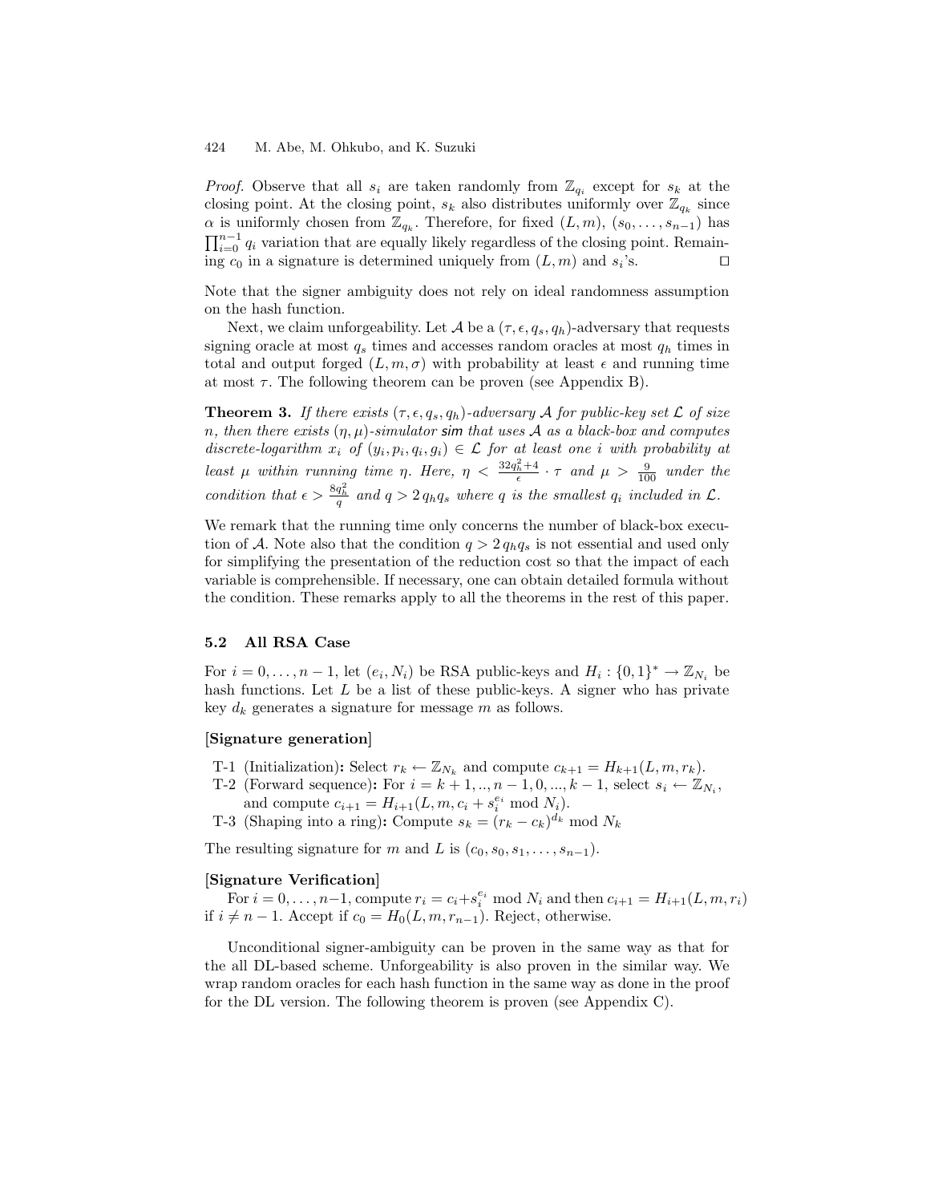*Proof.* Observe that all $s_i$ are taken randomly from $\mathbb{Z}_{q_i}$ except for $s_k$ at the closing point. At the closing point, $s_k$ also distributes uniformly over $\mathbb{Z}_{q_k}$ since $\alpha$ is uniformly chosen from $\mathbb{Z}_{q_k}$. Therefore, for fixed $(L, m)$, $(s_0, \ldots, s_{n-1})$ has $\prod_{i=0}^{n-1} q_i$ variation that are equally likely regardless of the closing point. Remaining $c_0$ in a signature is determined uniquely from $(L, m)$ and $s_i$'s. $\square$

Note that the signer ambiguity does not rely on ideal randomness assumption on the hash function.

Next, we claim unforgeability. Let $\mathcal{A}$ be a $(\tau, \epsilon, q_s, q_h)$-adversary that requests signing oracle at most $q_s$ times and accesses random oracles at most $q_h$ times in total and output forged $(L, m, \sigma)$ with probability at least $\epsilon$ and running time at most $\tau$. The following theorem can be proven (see Appendix B).

**Theorem 3.** *If there exists $(\tau, \epsilon, q_s, q_h)$-adversary $\mathcal{A}$ for public-key set $\mathcal{L}$ of size $n$, then there exists $(\eta, \mu)$-simulator* **sim** *that uses $\mathcal{A}$ as a black-box and computes discrete-logarithm $x_i$ of $(y_i, p_i, q_i, g_i) \in \mathcal{L}$ for at least one $i$ with probability at least $\mu$ within running time $\eta$. Here, $\eta < \frac{32 q_h^2 + 4}{\epsilon} \cdot \tau$ and $\mu > \frac{9}{100}$ under the condition that $\epsilon > \frac{8 q_h^2}{q}$ and $q > 2\, q_h q_s$ where $q$ is the smallest $q_i$ included in $\mathcal{L}$.*

We remark that the running time only concerns the number of black-box execution of $\mathcal{A}$. Note also that the condition $q > 2\, q_h q_s$ is not essential and used only for simplifying the presentation of the reduction cost so that the impact of each variable is comprehensible. If necessary, one can obtain detailed formula without the condition. These remarks apply to all the theorems in the rest of this paper.

### 5.2 All RSA Case

For $i = 0, \ldots, n-1$, let $(e_i, N_i)$ be RSA public-keys and $H_i : \{0,1\}^* \rightarrow \mathbb{Z}_{N_i}$ be hash functions. Let $L$ be a list of these public-keys. A signer who has private key $d_k$ generates a signature for message $m$ as follows.

**[Signature generation]**

- T-1 (Initialization): Select $r_k \leftarrow \mathbb{Z}_{N_k}$ and compute $c_{k+1} = H_{k+1}(L, m, r_k)$.
- T-2 (Forward sequence): For $i = k+1, .., n-1, 0, ..., k-1$, select $s_i \leftarrow \mathbb{Z}_{N_i}$, and compute $c_{i+1} = H_{i+1}(L, m, c_i + s_i^{e_i} \bmod N_i)$.
- T-3 (Shaping into a ring): Compute $s_k = (r_k - c_k)^{d_k} \bmod N_k$

The resulting signature for $m$ and $L$ is $(c_0, s_0, s_1, \ldots, s_{n-1})$.

**[Signature Verification]**

For $i = 0, \ldots, n-1$, compute $r_i = c_i + s_i^{e_i} \bmod N_i$ and then $c_{i+1} = H_{i+1}(L, m, r_i)$ if $i \neq n-1$. Accept if $c_0 = H_0(L, m, r_{n-1})$. Reject, otherwise.

Unconditional signer-ambiguity can be proven in the same way as that for the all DL-based scheme. Unforgeability is also proven in the similar way. We wrap random oracles for each hash function in the same way as done in the proof for the DL version. The following theorem is proven (see Appendix C).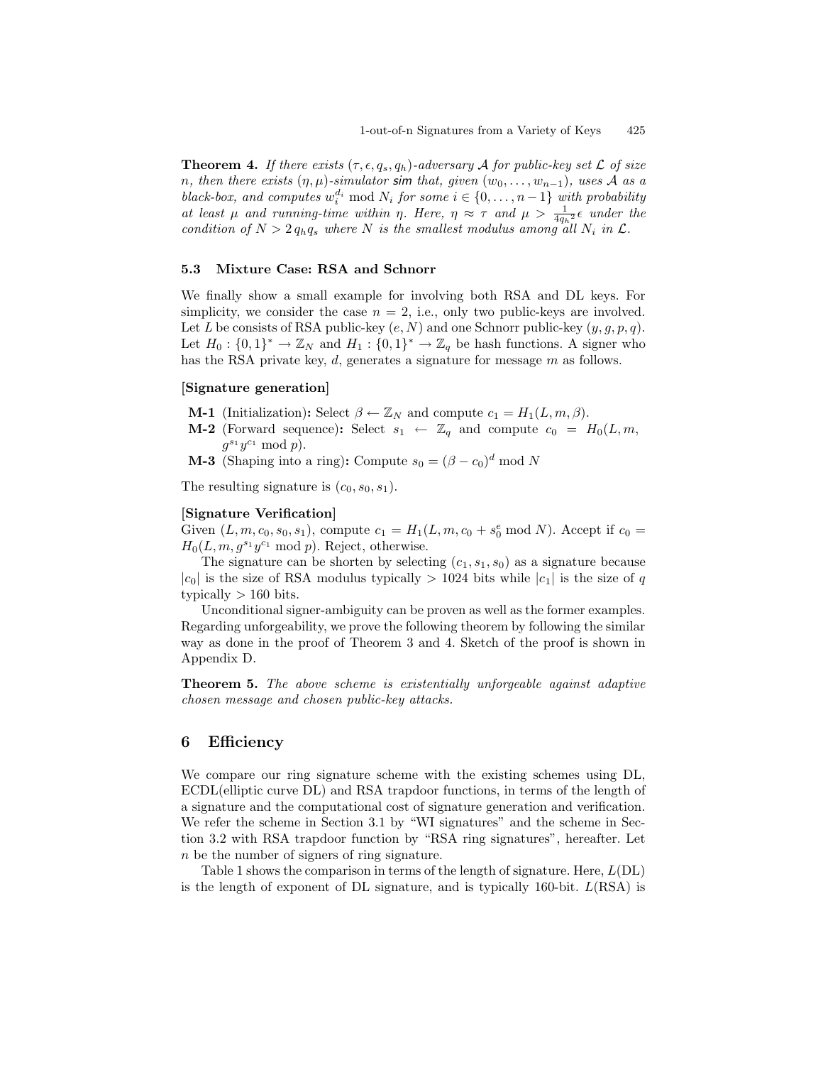**Theorem 4.** *If there exists $(\tau, \epsilon, q_s, q_h)$-adversary $\mathcal{A}$ for public-key set $\mathcal{L}$ of size $n$, then there exists $(\eta, \mu)$-simulator* sim *that, given $(w_0, \ldots, w_{n-1})$, uses $\mathcal{A}$ as a black-box, and computes $w_i^{d_i} \bmod N_i$ for some $i \in \{0, \ldots, n-1\}$ with probability at least $\mu$ and running-time within $\eta$. Here, $\eta \approx \tau$ and $\mu > \frac{1}{4{q_h}^2}\epsilon$ under the condition of $N > 2\, q_h q_s$ where $N$ is the smallest modulus among all $N_i$ in $\mathcal{L}$.*

### 5.3 Mixture Case: RSA and Schnorr

We finally show a small example for involving both RSA and DL keys. For simplicity, we consider the case $n = 2$, i.e., only two public-keys are involved. Let $L$ be consists of RSA public-key $(e, N)$ and one Schnorr public-key $(y, g, p, q)$. Let $H_0 : \{0,1\}^* \to \mathbb{Z}_N$ and $H_1 : \{0,1\}^* \to \mathbb{Z}_q$ be hash functions. A signer who has the RSA private key, $d$, generates a signature for message $m$ as follows.

**[Signature generation]**

- **M-1** (Initialization)**:** Select $\beta \leftarrow \mathbb{Z}_N$ and compute $c_1 = H_1(L, m, \beta)$.
- **M-2** (Forward sequence)**:** Select $s_1 \leftarrow \mathbb{Z}_q$ and compute $c_0 = H_0(L, m, g^{s_1} y^{c_1} \bmod p)$.
- **M-3** (Shaping into a ring)**:** Compute $s_0 = (\beta - c_0)^d \bmod N$

The resulting signature is $(c_0, s_0, s_1)$.

**[Signature Verification]**

Given $(L, m, c_0, s_0, s_1)$, compute $c_1 = H_1(L, m, c_0 + s_0^e \bmod N)$. Accept if $c_0 = H_0(L, m, g^{s_1} y^{c_1} \bmod p)$. Reject, otherwise.

The signature can be shorten by selecting $(c_1, s_1, s_0)$ as a signature because $|c_0|$ is the size of RSA modulus typically $> 1024$ bits while $|c_1|$ is the size of $q$ typically $> 160$ bits.

Unconditional signer-ambiguity can be proven as well as the former examples. Regarding unforgeability, we prove the following theorem by following the similar way as done in the proof of Theorem 3 and 4. Sketch of the proof is shown in Appendix D.

**Theorem 5.** *The above scheme is existentially unforgeable against adaptive chosen message and chosen public-key attacks.*

## 6 Efficiency

We compare our ring signature scheme with the existing schemes using DL, ECDL(elliptic curve DL) and RSA trapdoor functions, in terms of the length of a signature and the computational cost of signature generation and verification. We refer the scheme in Section 3.1 by "WI signatures" and the scheme in Section 3.2 with RSA trapdoor function by "RSA ring signatures", hereafter. Let $n$ be the number of signers of ring signature.

Table 1 shows the comparison in terms of the length of signature. Here, $L(\mathrm{DL})$ is the length of exponent of DL signature, and is typically 160-bit. $L(\mathrm{RSA})$ is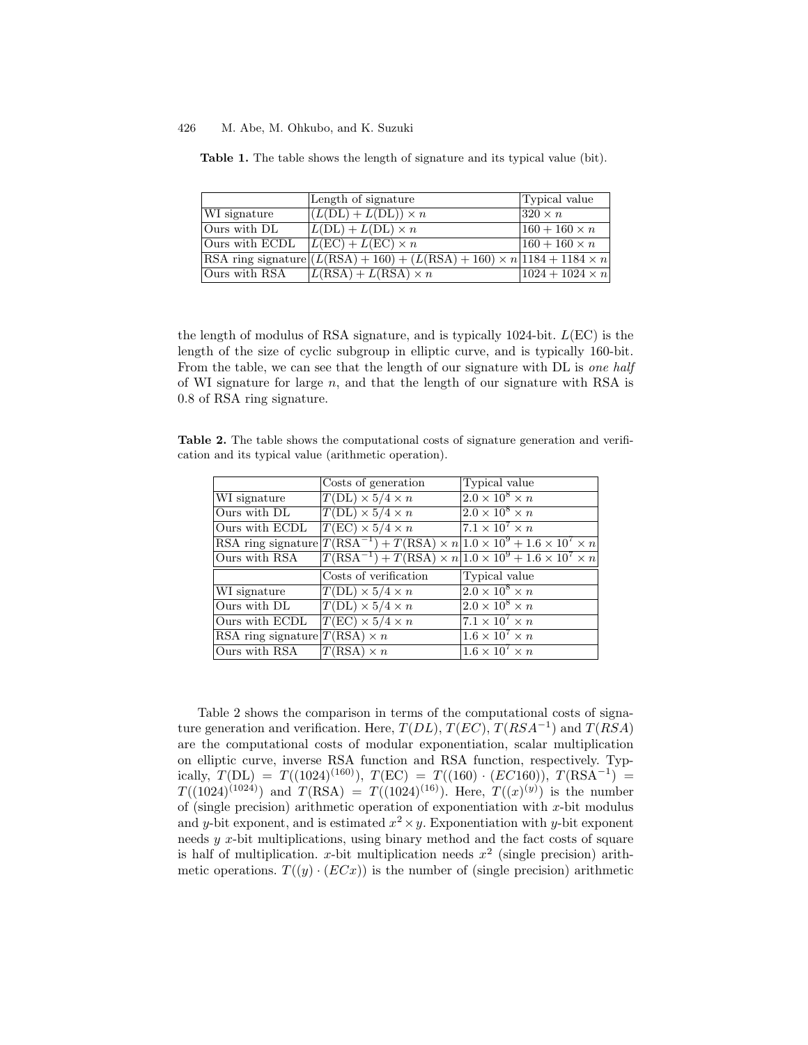**Table 1.** The table shows the length of signature and its typical value (bit).

| | Length of signature | Typical value |
|---|---|---|
| WI signature | $(L(\mathrm{DL}) + L(\mathrm{DL})) \times n$ | $320 \times n$ |
| Ours with DL | $L(\mathrm{DL}) + L(\mathrm{DL}) \times n$ | $160 + 160 \times n$ |
| Ours with ECDL | $L(\mathrm{EC}) + L(\mathrm{EC}) \times n$ | $160 + 160 \times n$ |
| RSA ring signature | $(L(\mathrm{RSA}) + 160) + (L(\mathrm{RSA}) + 160) \times n$ | $1184 + 1184 \times n$ |
| Ours with RSA | $L(\mathrm{RSA}) + L(\mathrm{RSA}) \times n$ | $1024 + 1024 \times n$ |

the length of modulus of RSA signature, and is typically 1024-bit. $L(\mathrm{EC})$ is the length of the size of cyclic subgroup in elliptic curve, and is typically 160-bit. From the table, we can see that the length of our signature with DL is *one half* of WI signature for large $n$, and that the length of our signature with RSA is 0.8 of RSA ring signature.

**Table 2.** The table shows the computational costs of signature generation and verification and its typical value (arithmetic operation).

| | Costs of generation | Typical value |
|---|---|---|
| WI signature | $T(\mathrm{DL}) \times 5/4 \times n$ | $2.0 \times 10^8 \times n$ |
| Ours with DL | $T(\mathrm{DL}) \times 5/4 \times n$ | $2.0 \times 10^8 \times n$ |
| Ours with ECDL | $T(\mathrm{EC}) \times 5/4 \times n$ | $7.1 \times 10^7 \times n$ |
| RSA ring signature | $T(\mathrm{RSA}^{-1}) + T(\mathrm{RSA}) \times n$ | $1.0 \times 10^9 + 1.6 \times 10^7 \times n$ |
| Ours with RSA | $T(\mathrm{RSA}^{-1}) + T(\mathrm{RSA}) \times n$ | $1.0 \times 10^9 + 1.6 \times 10^7 \times n$ |
| | **Costs of verification** | **Typical value** |
| WI signature | $T(\mathrm{DL}) \times 5/4 \times n$ | $2.0 \times 10^8 \times n$ |
| Ours with DL | $T(\mathrm{DL}) \times 5/4 \times n$ | $2.0 \times 10^8 \times n$ |
| Ours with ECDL | $T(\mathrm{EC}) \times 5/4 \times n$ | $7.1 \times 10^7 \times n$ |
| RSA ring signature | $T(\mathrm{RSA}) \times n$ | $1.6 \times 10^7 \times n$ |
| Ours with RSA | $T(\mathrm{RSA}) \times n$ | $1.6 \times 10^7 \times n$ |

Table 2 shows the comparison in terms of the computational costs of signature generation and verification. Here, $T(DL)$, $T(EC)$, $T(RSA^{-1})$ and $T(RSA)$ are the computational costs of modular exponentiation, scalar multiplication on elliptic curve, inverse RSA function and RSA function, respectively. Typically, $T(\mathrm{DL}) = T((1024)^{(160)})$, $T(\mathrm{EC}) = T((160) \cdot (EC160))$, $T(\mathrm{RSA}^{-1}) = T((1024)^{(1024)})$ and $T(\mathrm{RSA}) = T((1024)^{(16)})$. Here, $T((x)^{(y)})$ is the number of (single precision) arithmetic operation of exponentiation with $x$-bit modulus and $y$-bit exponent, and is estimated $x^2 \times y$. Exponentiation with $y$-bit exponent needs $y$ $x$-bit multiplications, using binary method and the fact costs of square is half of multiplication. $x$-bit multiplication needs $x^2$ (single precision) arithmetic operations. $T((y) \cdot (ECx))$ is the number of (single precision) arithmetic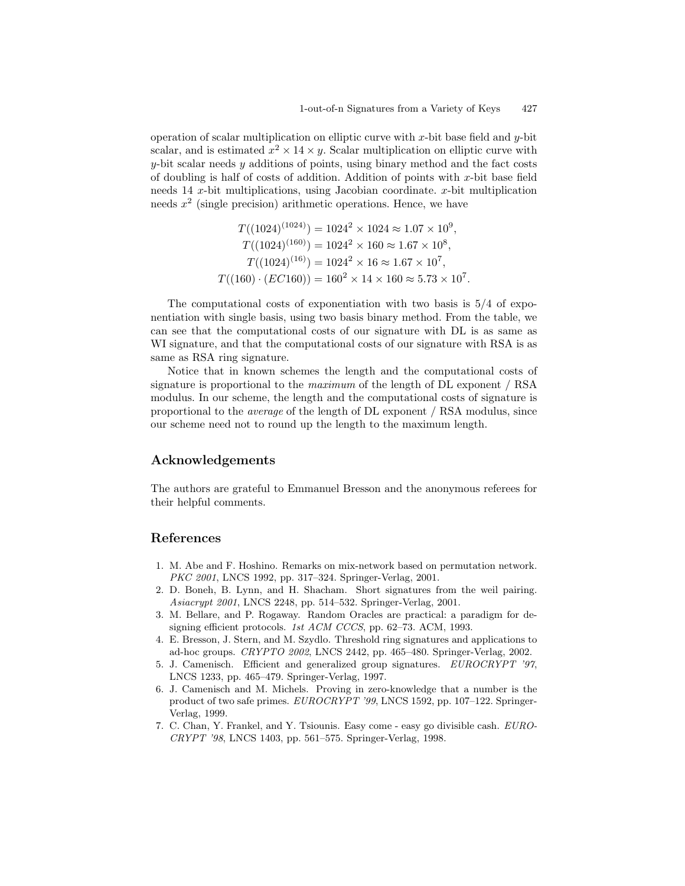operation of scalar multiplication on elliptic curve with $x$-bit base field and $y$-bit scalar, and is estimated $x^2 \times 14 \times y$. Scalar multiplication on elliptic curve with $y$-bit scalar needs $y$ additions of points, using binary method and the fact costs of doubling is half of costs of addition. Addition of points with $x$-bit base field needs 14 $x$-bit multiplications, using Jacobian coordinate. $x$-bit multiplication needs $x^2$ (single precision) arithmetic operations. Hence, we have

$$T((1024)^{(1024)}) = 1024^2 \times 1024 \approx 1.07 \times 10^9,$$
$$T((1024)^{(160)}) = 1024^2 \times 160 \approx 1.67 \times 10^8,$$
$$T((1024)^{(16)}) = 1024^2 \times 16 \approx 1.67 \times 10^7,$$
$$T((160) \cdot (EC160)) = 160^2 \times 14 \times 160 \approx 5.73 \times 10^7.$$

The computational costs of exponentiation with two basis is 5/4 of exponentiation with single basis, using two basis binary method. From the table, we can see that the computational costs of our signature with DL is as same as WI signature, and that the computational costs of our signature with RSA is as same as RSA ring signature.

Notice that in known schemes the length and the computational costs of signature is proportional to the *maximum* of the length of DL exponent / RSA modulus. In our scheme, the length and the computational costs of signature is proportional to the *average* of the length of DL exponent / RSA modulus, since our scheme need not to round up the length to the maximum length.

## Acknowledgements

The authors are grateful to Emmanuel Bresson and the anonymous referees for their helpful comments.

## References

1. M. Abe and F. Hoshino. Remarks on mix-network based on permutation network. *PKC 2001*, LNCS 1992, pp. 317–324. Springer-Verlag, 2001.
2. D. Boneh, B. Lynn, and H. Shacham. Short signatures from the weil pairing. *Asiacrypt 2001*, LNCS 2248, pp. 514–532. Springer-Verlag, 2001.
3. M. Bellare, and P. Rogaway. Random Oracles are practical: a paradigm for designing efficient protocols. *1st ACM CCCS*, pp. 62–73. ACM, 1993.
4. E. Bresson, J. Stern, and M. Szydlo. Threshold ring signatures and applications to ad-hoc groups. *CRYPTO 2002*, LNCS 2442, pp. 465–480. Springer-Verlag, 2002.
5. J. Camenisch. Efficient and generalized group signatures. *EUROCRYPT '97*, LNCS 1233, pp. 465–479. Springer-Verlag, 1997.
6. J. Camenisch and M. Michels. Proving in zero-knowledge that a number is the product of two safe primes. *EUROCRYPT '99*, LNCS 1592, pp. 107–122. Springer-Verlag, 1999.
7. C. Chan, Y. Frankel, and Y. Tsiounis. Easy come - easy go divisible cash. *EUROCRYPT '98*, LNCS 1403, pp. 561–575. Springer-Verlag, 1998.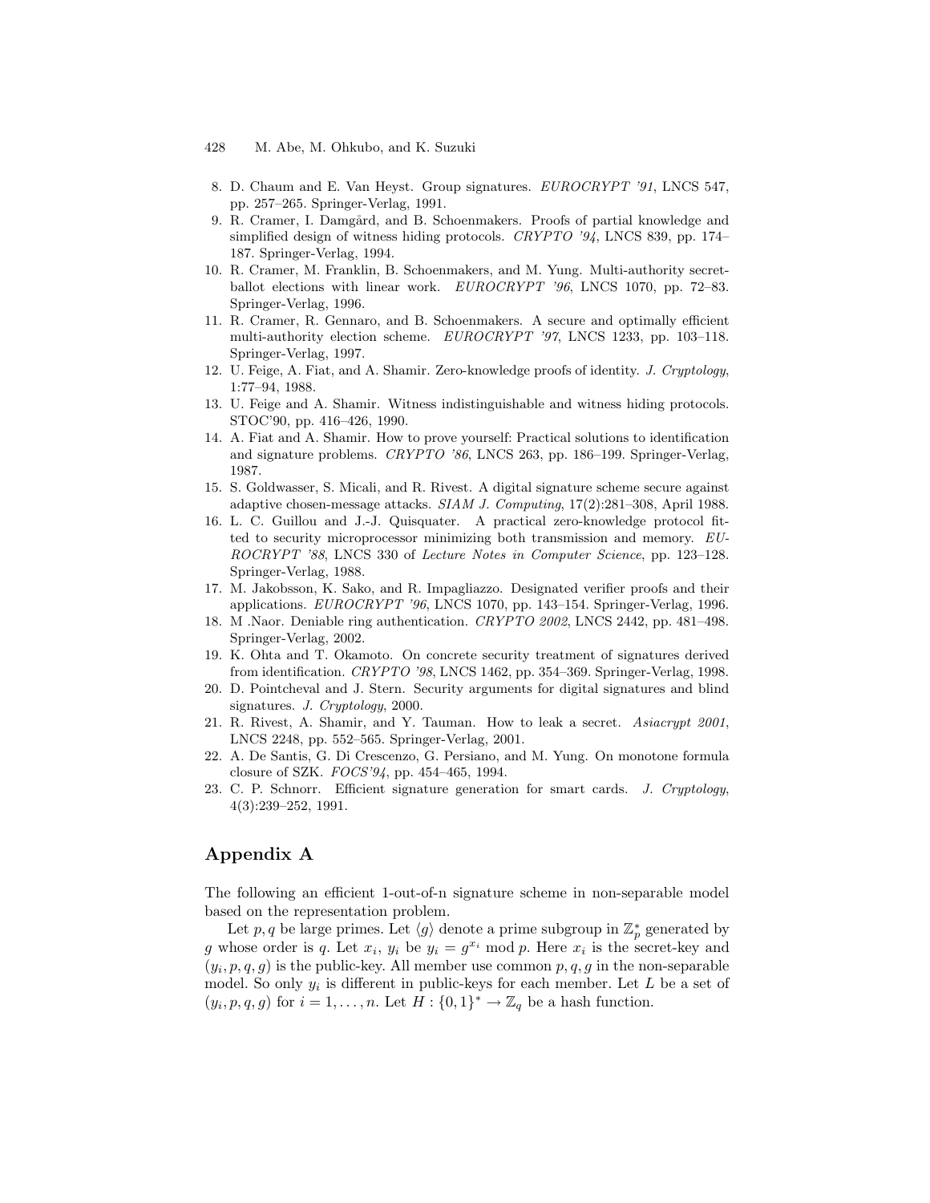8. D. Chaum and E. Van Heyst. Group signatures. *EUROCRYPT '91*, LNCS 547, pp. 257–265. Springer-Verlag, 1991.
9. R. Cramer, I. Damgård, and B. Schoenmakers. Proofs of partial knowledge and simplified design of witness hiding protocols. *CRYPTO '94*, LNCS 839, pp. 174–187. Springer-Verlag, 1994.
10. R. Cramer, M. Franklin, B. Schoenmakers, and M. Yung. Multi-authority secret-ballot elections with linear work. *EUROCRYPT '96*, LNCS 1070, pp. 72–83. Springer-Verlag, 1996.
11. R. Cramer, R. Gennaro, and B. Schoenmakers. A secure and optimally efficient multi-authority election scheme. *EUROCRYPT '97*, LNCS 1233, pp. 103–118. Springer-Verlag, 1997.
12. U. Feige, A. Fiat, and A. Shamir. Zero-knowledge proofs of identity. *J. Cryptology*, 1:77–94, 1988.
13. U. Feige and A. Shamir. Witness indistinguishable and witness hiding protocols. STOC'90, pp. 416–426, 1990.
14. A. Fiat and A. Shamir. How to prove yourself: Practical solutions to identification and signature problems. *CRYPTO '86*, LNCS 263, pp. 186–199. Springer-Verlag, 1987.
15. S. Goldwasser, S. Micali, and R. Rivest. A digital signature scheme secure against adaptive chosen-message attacks. *SIAM J. Computing*, 17(2):281–308, April 1988.
16. L. C. Guillou and J.-J. Quisquater. A practical zero-knowledge protocol fitted to security microprocessor minimizing both transmission and memory. *EUROCRYPT '88*, LNCS 330 of *Lecture Notes in Computer Science*, pp. 123–128. Springer-Verlag, 1988.
17. M. Jakobsson, K. Sako, and R. Impagliazzo. Designated verifier proofs and their applications. *EUROCRYPT '96*, LNCS 1070, pp. 143–154. Springer-Verlag, 1996.
18. M .Naor. Deniable ring authentication. *CRYPTO 2002*, LNCS 2442, pp. 481–498. Springer-Verlag, 2002.
19. K. Ohta and T. Okamoto. On concrete security treatment of signatures derived from identification. *CRYPTO '98*, LNCS 1462, pp. 354–369. Springer-Verlag, 1998.
20. D. Pointcheval and J. Stern. Security arguments for digital signatures and blind signatures. *J. Cryptology*, 2000.
21. R. Rivest, A. Shamir, and Y. Tauman. How to leak a secret. *Asiacrypt 2001*, LNCS 2248, pp. 552–565. Springer-Verlag, 2001.
22. A. De Santis, G. Di Crescenzo, G. Persiano, and M. Yung. On monotone formula closure of SZK. *FOCS'94*, pp. 454–465, 1994.
23. C. P. Schnorr. Efficient signature generation for smart cards. *J. Cryptology*, 4(3):239–252, 1991.

## Appendix A

The following an efficient 1-out-of-n signature scheme in non-separable model based on the representation problem.

Let $p, q$ be large primes. Let $\langle g \rangle$ denote a prime subgroup in $\mathbb{Z}_p^*$ generated by $g$ whose order is $q$. Let $x_i$, $y_i$ be $y_i = g^{x_i} \bmod p$. Here $x_i$ is the secret-key and $(y_i, p, q, g)$ is the public-key. All member use common $p, q, g$ in the non-separable model. So only $y_i$ is different in public-keys for each member. Let $L$ be a set of $(y_i, p, q, g)$ for $i = 1, \ldots, n$. Let $H : \{0,1\}^* \to \mathbb{Z}_q$ be a hash function.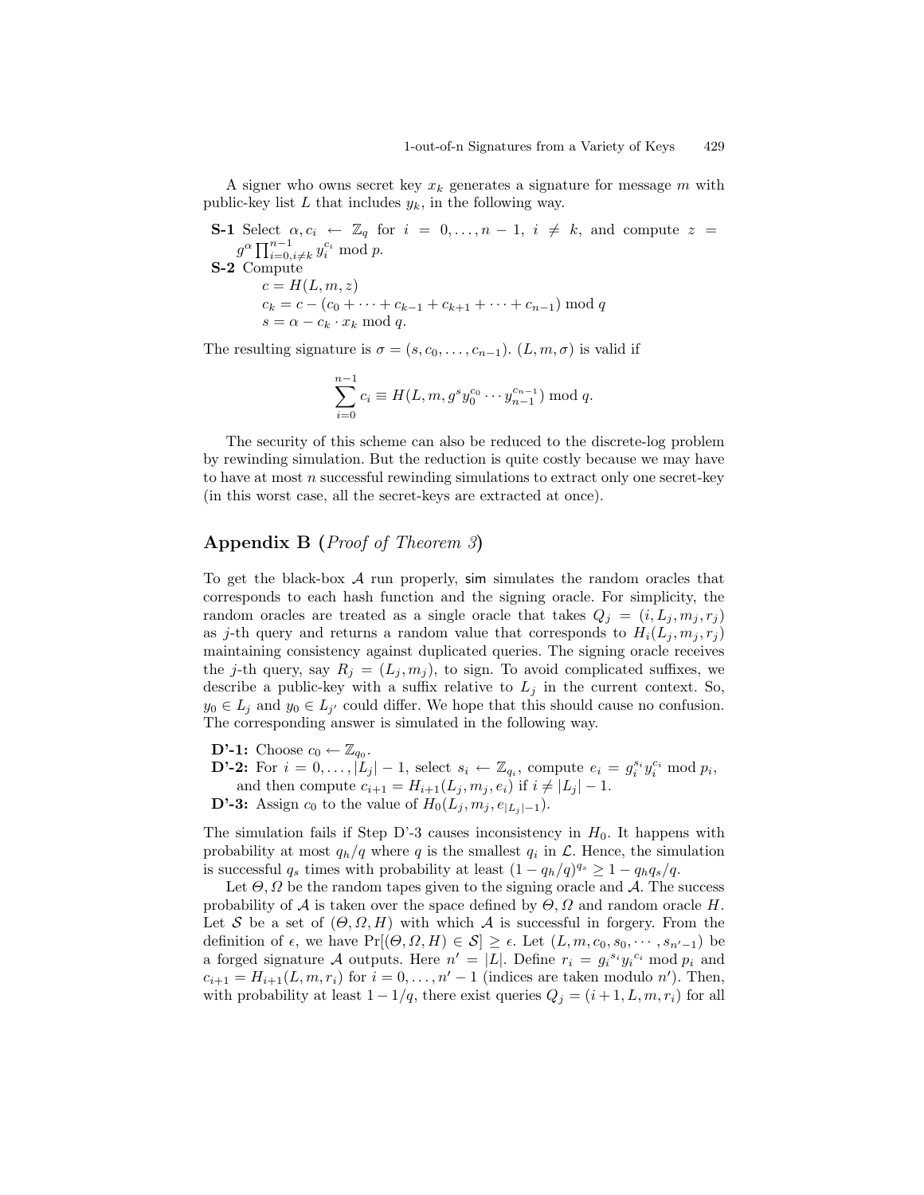A signer who owns secret key $x_k$ generates a signature for message $m$ with public-key list $L$ that includes $y_k$, in the following way.

**S-1** Select $\alpha, c_i \leftarrow \mathbb{Z}_q$ for $i = 0, \ldots, n-1$, $i \neq k$, and compute $z = g^{\alpha} \prod_{i=0, i \neq k}^{n-1} y_i^{c_i} \bmod p$.

**S-2** Compute

$$c = H(L, m, z)$$
$$c_k = c - (c_0 + \cdots + c_{k-1} + c_{k+1} + \cdots + c_{n-1}) \bmod q$$
$$s = \alpha - c_k \cdot x_k \bmod q.$$

The resulting signature is $\sigma = (s, c_0, \ldots, c_{n-1})$. $(L, m, \sigma)$ is valid if

$$\sum_{i=0}^{n-1} c_i \equiv H(L, m, g^s y_0^{c_0} \cdots y_{n-1}^{c_{n-1}}) \bmod q.$$

The security of this scheme can also be reduced to the discrete-log problem by rewinding simulation. But the reduction is quite costly because we may have to have at most $n$ successful rewinding simulations to extract only one secret-key (in this worst case, all the secret-keys are extracted at once).

## Appendix B (*Proof of Theorem 3*)

To get the black-box $\mathcal{A}$ run properly, sim simulates the random oracles that corresponds to each hash function and the signing oracle. For simplicity, the random oracles are treated as a single oracle that takes $Q_j = (i, L_j, m_j, r_j)$ as $j$-th query and returns a random value that corresponds to $H_i(L_j, m_j, r_j)$ maintaining consistency against duplicated queries. The signing oracle receives the $j$-th query, say $R_j = (L_j, m_j)$, to sign. To avoid complicated suffixes, we describe a public-key with a suffix relative to $L_j$ in the current context. So, $y_0 \in L_j$ and $y_0 \in L_{j'}$ could differ. We hope that this should cause no confusion. The corresponding answer is simulated in the following way.

**D'-1:** Choose $c_0 \leftarrow \mathbb{Z}_{q_0}$.

**D'-2:** For $i = 0, \ldots, |L_j| - 1$, select $s_i \leftarrow \mathbb{Z}_{q_i}$, compute $e_i = g_i^{s_i} y_i^{c_i} \bmod p_i$, and then compute $c_{i+1} = H_{i+1}(L_j, m_j, e_i)$ if $i \neq |L_j| - 1$.

**D'-3:** Assign $c_0$ to the value of $H_0(L_j, m_j, e_{|L_j|-1})$.

The simulation fails if Step D'-3 causes inconsistency in $H_0$. It happens with probability at most $q_h/q$ where $q$ is the smallest $q_i$ in $\mathcal{L}$. Hence, the simulation is successful $q_s$ times with probability at least $(1 - q_h/q)^{q_s} \geq 1 - q_h q_s / q$.

Let $\Theta, \Omega$ be the random tapes given to the signing oracle and $\mathcal{A}$. The success probability of $\mathcal{A}$ is taken over the space defined by $\Theta, \Omega$ and random oracle $H$. Let $\mathcal{S}$ be a set of $(\Theta, \Omega, H)$ with which $\mathcal{A}$ is successful in forgery. From the definition of $\epsilon$, we have $\Pr[(\Theta, \Omega, H) \in \mathcal{S}] \geq \epsilon$. Let $(L, m, c_0, s_0, \cdots, s_{n'-1})$ be a forged signature $\mathcal{A}$ outputs. Here $n' = |L|$. Define $r_i = {g_i}^{s_i} {y_i}^{c_i} \bmod p_i$ and $c_{i+1} = H_{i+1}(L, m, r_i)$ for $i = 0, \ldots, n' - 1$ (indices are taken modulo $n'$). Then, with probability at least $1 - 1/q$, there exist queries $Q_j = (i+1, L, m, r_i)$ for all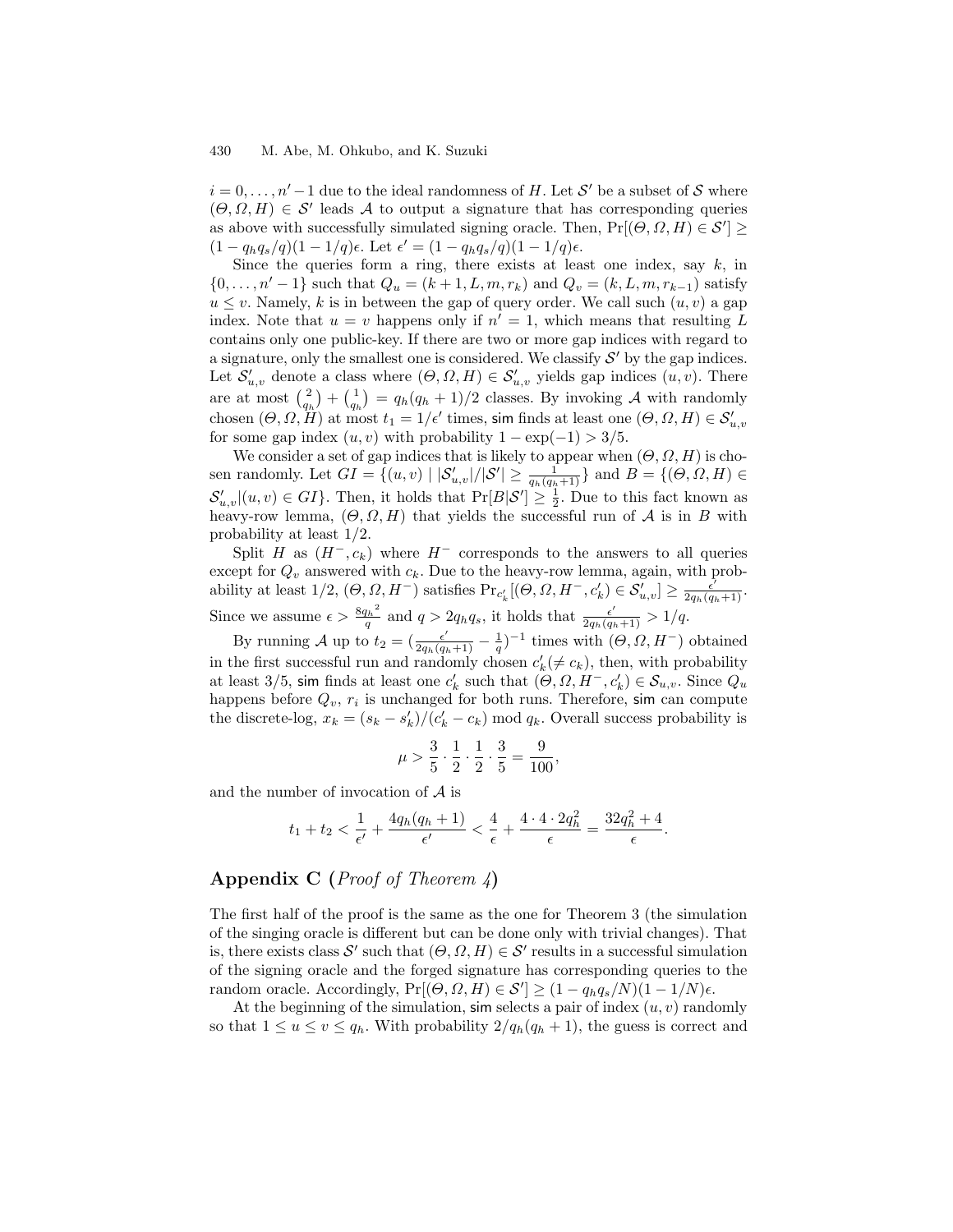$i = 0, \ldots, n'-1$ due to the ideal randomness of $H$. Let $\mathcal{S}'$ be a subset of $\mathcal{S}$ where $(\Theta, \Omega, H) \in \mathcal{S}'$ leads $\mathcal{A}$ to output a signature that has corresponding queries as above with successfully simulated signing oracle. Then, $\Pr[(\Theta, \Omega, H) \in \mathcal{S}'] \geq (1 - q_h q_s/q)(1 - 1/q)\epsilon$. Let $\epsilon' = (1 - q_h q_s/q)(1 - 1/q)\epsilon$.

Since the queries form a ring, there exists at least one index, say $k$, in $\{0, \ldots, n'-1\}$ such that $Q_u = (k+1, L, m, r_k)$ and $Q_v = (k, L, m, r_{k-1})$ satisfy $u \leq v$. Namely, $k$ is in between the gap of query order. We call such $(u, v)$ a gap index. Note that $u = v$ happens only if $n' = 1$, which means that resulting $L$ contains only one public-key. If there are two or more gap indices with regard to a signature, only the smallest one is considered. We classify $\mathcal{S}'$ by the gap indices. Let $\mathcal{S}'_{u,v}$ denote a class where $(\Theta, \Omega, H) \in \mathcal{S}'_{u,v}$ yields gap indices $(u, v)$. There are at most $\binom{2}{q_h} + \binom{1}{q_h} = q_h(q_h+1)/2$ classes. By invoking $\mathcal{A}$ with randomly chosen $(\Theta, \Omega, H)$ at most $t_1 = 1/\epsilon'$ times, $\mathsf{sim}$ finds at least one $(\Theta, \Omega, H) \in \mathcal{S}'_{u,v}$ for some gap index $(u, v)$ with probability $1 - \exp(-1) > 3/5$.

We consider a set of gap indices that is likely to appear when $(\Theta, \Omega, H)$ is chosen randomly. Let $GI = \{(u, v) \mid |\mathcal{S}'_{u,v}|/|\mathcal{S}'| \geq \frac{1}{q_h(q_h+1)}\}$ and $B = \{(\Theta, \Omega, H) \in \mathcal{S}'_{u,v} | (u, v) \in GI\}$. Then, it holds that $\Pr[B|\mathcal{S}'] \geq \frac{1}{2}$. Due to this fact known as heavy-row lemma, $(\Theta, \Omega, H)$ that yields the successful run of $\mathcal{A}$ is in $B$ with probability at least $1/2$.

Split $H$ as $(H^-, c_k)$ where $H^-$ corresponds to the answers to all queries except for $Q_v$ answered with $c_k$. Due to the heavy-row lemma, again, with probability at least $1/2$, $(\Theta, \Omega, H^-)$ satisfies $\Pr_{c'_k}[(\Theta, \Omega, H^-, c'_k) \in \mathcal{S}'_{u,v}] \geq \frac{\epsilon'}{2q_h(q_h+1)}$. Since we assume $\epsilon > \frac{8{q_h}^2}{q}$ and $q > 2q_h q_s$, it holds that $\frac{\epsilon'}{2q_h(q_h+1)} > 1/q$.

By running $\mathcal{A}$ up to $t_2 = (\frac{\epsilon'}{2q_h(q_h+1)} - \frac{1}{q})^{-1}$ times with $(\Theta, \Omega, H^-)$ obtained in the first successful run and randomly chosen $c'_k (\neq c_k)$, then, with probability at least $3/5$, $\mathsf{sim}$ finds at least one $c'_k$ such that $(\Theta, \Omega, H^-, c'_k) \in \mathcal{S}_{u,v}$. Since $Q_u$ happens before $Q_v$, $r_i$ is unchanged for both runs. Therefore, $\mathsf{sim}$ can compute the discrete-log, $x_k = (s_k - s'_k)/(c'_k - c_k) \bmod q_k$. Overall success probability is

$$\mu > \frac{3}{5} \cdot \frac{1}{2} \cdot \frac{1}{2} \cdot \frac{3}{5} = \frac{9}{100},$$

and the number of invocation of $\mathcal{A}$ is

$$t_1 + t_2 < \frac{1}{\epsilon'} + \frac{4q_h(q_h+1)}{\epsilon'} < \frac{4}{\epsilon} + \frac{4 \cdot 4 \cdot 2q_h^2}{\epsilon} = \frac{32q_h^2 + 4}{\epsilon}.$$

## Appendix C (*Proof of Theorem 4*)

The first half of the proof is the same as the one for Theorem 3 (the simulation of the singing oracle is different but can be done only with trivial changes). That is, there exists class $\mathcal{S}'$ such that $(\Theta, \Omega, H) \in \mathcal{S}'$ results in a successful simulation of the signing oracle and the forged signature has corresponding queries to the random oracle. Accordingly, $\Pr[(\Theta, \Omega, H) \in \mathcal{S}'] \geq (1 - q_h q_s/N)(1 - 1/N)\epsilon$.

At the beginning of the simulation, $\mathsf{sim}$ selects a pair of index $(u, v)$ randomly so that $1 \leq u \leq v \leq q_h$. With probability $2/q_h(q_h+1)$, the guess is correct and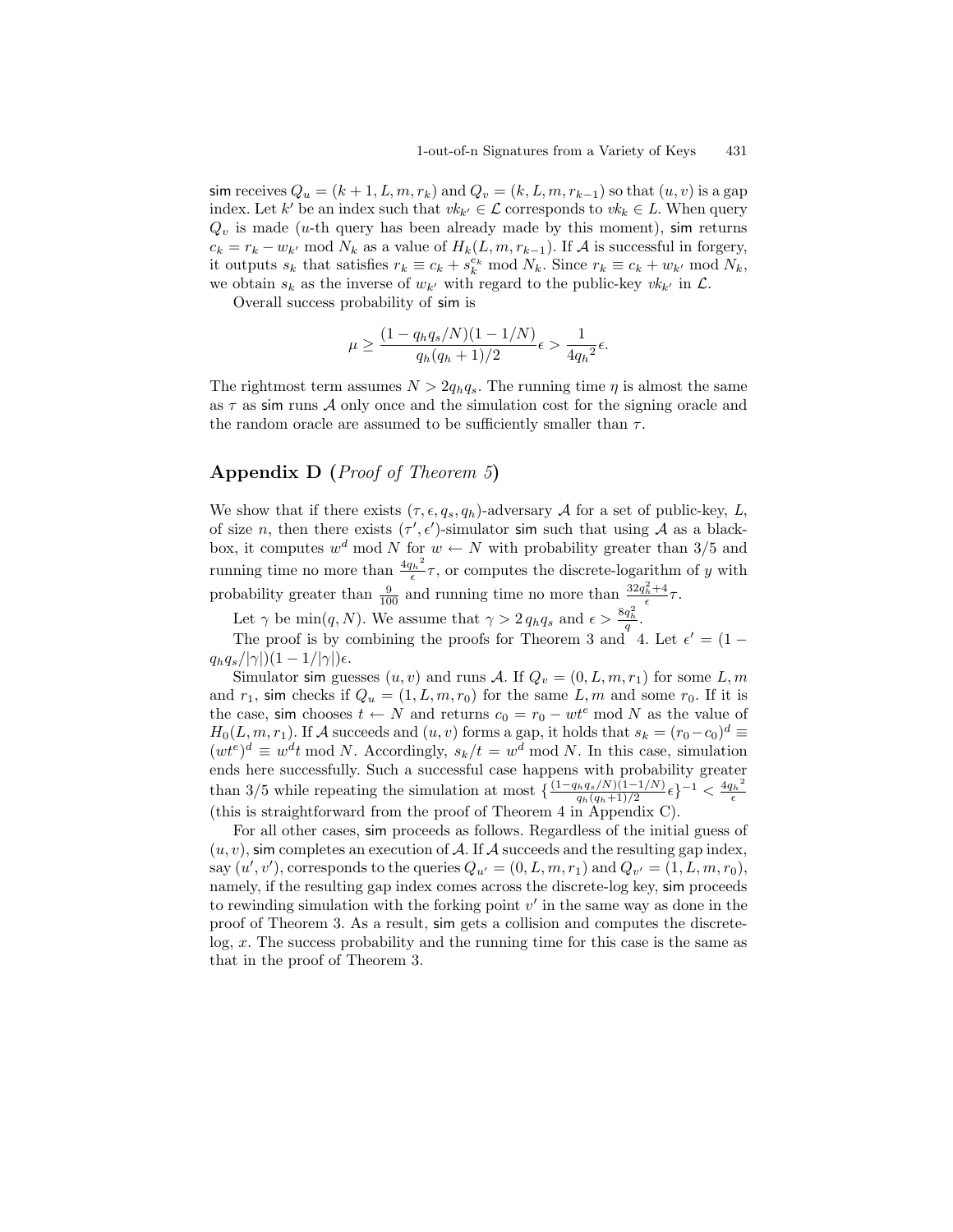sim receives $Q_u = (k+1, L, m, r_k)$ and $Q_v = (k, L, m, r_{k-1})$ so that $(u, v)$ is a gap index. Let $k'$ be an index such that $vk_{k'} \in \mathcal{L}$ corresponds to $vk_k \in L$. When query $Q_v$ is made ($u$-th query has been already made by this moment), sim returns $c_k = r_k - w_{k'} \bmod N_k$ as a value of $H_k(L, m, r_{k-1})$. If $\mathcal{A}$ is successful in forgery, it outputs $s_k$ that satisfies $r_k \equiv c_k + s_k^{e_k} \bmod N_k$. Since $r_k \equiv c_k + w_{k'} \bmod N_k$, we obtain $s_k$ as the inverse of $w_{k'}$ with regard to the public-key $vk_{k'}$ in $\mathcal{L}$.

Overall success probability of sim is

$$\mu \geq \frac{(1 - q_h q_s/N)(1 - 1/N)}{q_h(q_h+1)/2}\epsilon > \frac{1}{4{q_h}^2}\epsilon.$$

The rightmost term assumes $N > 2q_h q_s$. The running time $\eta$ is almost the same as $\tau$ as sim runs $\mathcal{A}$ only once and the simulation cost for the signing oracle and the random oracle are assumed to be sufficiently smaller than $\tau$.

## Appendix D (*Proof of Theorem 5*)

We show that if there exists $(\tau, \epsilon, q_s, q_h)$-adversary $\mathcal{A}$ for a set of public-key, $L$, of size $n$, then there exists $(\tau', \epsilon')$-simulator sim such that using $\mathcal{A}$ as a black-box, it computes $w^d \bmod N$ for $w \leftarrow N$ with probability greater than 3/5 and running time no more than $\frac{4{q_h}^2}{\epsilon}\tau$, or computes the discrete-logarithm of $y$ with probability greater than $\frac{9}{100}$ and running time no more than $\frac{32q_h^2+4}{\epsilon}\tau$.

Let $\gamma$ be $\min(q, N)$. We assume that $\gamma > 2\,q_h q_s$ and $\epsilon > \frac{8q_h^2}{q}$.

The proof is by combining the proofs for Theorem 3 and 4. Let $\epsilon' = (1 - q_h q_s/|\gamma|)(1 - 1/|\gamma|)\epsilon$.

Simulator sim guesses $(u, v)$ and runs $\mathcal{A}$. If $Q_v = (0, L, m, r_1)$ for some $L, m$ and $r_1$, sim checks if $Q_u = (1, L, m, r_0)$ for the same $L, m$ and some $r_0$. If it is the case, sim chooses $t \leftarrow N$ and returns $c_0 = r_0 - wt^e \bmod N$ as the value of $H_0(L, m, r_1)$. If $\mathcal{A}$ succeeds and $(u, v)$ forms a gap, it holds that $s_k = (r_0 - c_0)^d \equiv (wt^e)^d \equiv w^d t \bmod N$. Accordingly, $s_k/t = w^d \bmod N$. In this case, simulation ends here successfully. Such a successful case happens with probability greater than 3/5 while repeating the simulation at most $\{\frac{(1-q_h q_s/N)(1-1/N)}{q_h(q_h+1)/2}\epsilon\}^{-1} < \frac{4{q_h}^2}{\epsilon}$ (this is straightforward from the proof of Theorem 4 in Appendix C).

For all other cases, sim proceeds as follows. Regardless of the initial guess of $(u, v)$, sim completes an execution of $\mathcal{A}$. If $\mathcal{A}$ succeeds and the resulting gap index, say $(u', v')$, corresponds to the queries $Q_{u'} = (0, L, m, r_1)$ and $Q_{v'} = (1, L, m, r_0)$, namely, if the resulting gap index comes across the discrete-log key, sim proceeds to rewinding simulation with the forking point $v'$ in the same way as done in the proof of Theorem 3. As a result, sim gets a collision and computes the discrete-log, $x$. The success probability and the running time for this case is the same as that in the proof of Theorem 3.